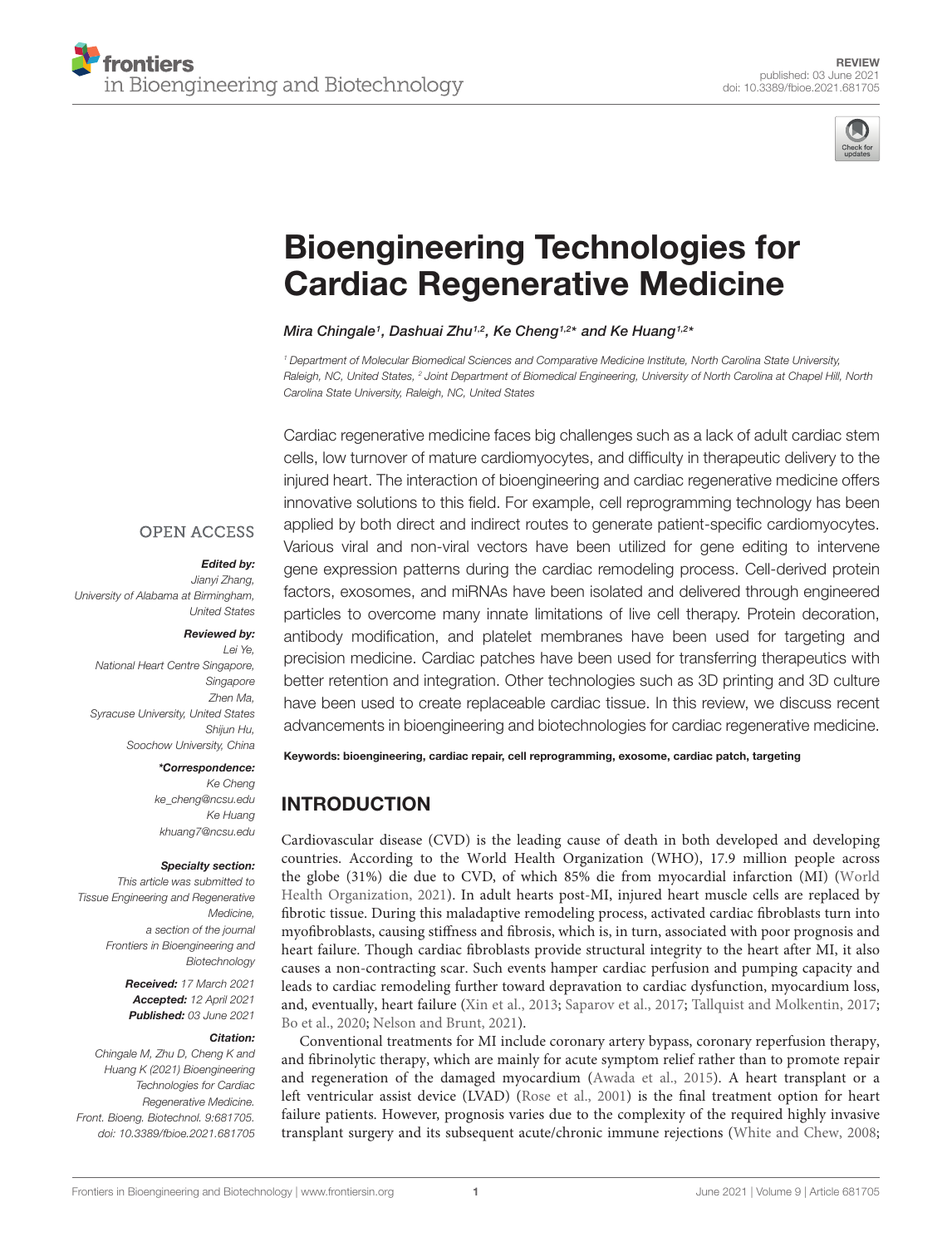REVIEW
published: 03 June 2021
doi: 10.3389/fbioe.2021.681705

# Bioengineering Technologies for Cardiac Regenerative Medicine

*Mira Chingale[1], Dashuai Zhu[1,2], Ke Cheng[1,2]* and Ke Huang[1,2]**

[1] Department of Molecular Biomedical Sciences and Comparative Medicine Institute, North Carolina State University, Raleigh, NC, United States, [2] Joint Department of Biomedical Engineering, University of North Carolina at Chapel Hill, North Carolina State University, Raleigh, NC, United States

OPEN ACCESS

***Edited by:***
Jianyi Zhang,
University of Alabama at Birmingham, United States

***Reviewed by:***
Lei Ye,
National Heart Centre Singapore, Singapore
Zhen Ma,
Syracuse University, United States
Shijun Hu,
Soochow University, China

***\*Correspondence:***
Ke Cheng
ke_cheng@ncsu.edu
Ke Huang
khuang7@ncsu.edu

***Specialty section:***
This article was submitted to Tissue Engineering and Regenerative Medicine, a section of the journal Frontiers in Bioengineering and Biotechnology

***Received:*** 17 March 2021
***Accepted:*** 12 April 2021
***Published:*** 03 June 2021

***Citation:***
Chingale M, Zhu D, Cheng K and Huang K (2021) Bioengineering Technologies for Cardiac Regenerative Medicine. Front. Bioeng. Biotechnol. 9:681705. doi: 10.3389/fbioe.2021.681705

Cardiac regenerative medicine faces big challenges such as a lack of adult cardiac stem cells, low turnover of mature cardiomyocytes, and difficulty in therapeutic delivery to the injured heart. The interaction of bioengineering and cardiac regenerative medicine offers innovative solutions to this field. For example, cell reprogramming technology has been applied by both direct and indirect routes to generate patient-specific cardiomyocytes. Various viral and non-viral vectors have been utilized for gene editing to intervene gene expression patterns during the cardiac remodeling process. Cell-derived protein factors, exosomes, and miRNAs have been isolated and delivered through engineered particles to overcome many innate limitations of live cell therapy. Protein decoration, antibody modification, and platelet membranes have been used for targeting and precision medicine. Cardiac patches have been used for transferring therapeutics with better retention and integration. Other technologies such as 3D printing and 3D culture have been used to create replaceable cardiac tissue. In this review, we discuss recent advancements in bioengineering and biotechnologies for cardiac regenerative medicine.

**Keywords: bioengineering, cardiac repair, cell reprogramming, exosome, cardiac patch, targeting**

## INTRODUCTION

Cardiovascular disease (CVD) is the leading cause of death in both developed and developing countries. According to the World Health Organization (WHO), 17.9 million people across the globe (31%) die due to CVD, of which 85% die from myocardial infarction (MI) (World Health Organization, 2021). In adult hearts post-MI, injured heart muscle cells are replaced by fibrotic tissue. During this maladaptive remodeling process, activated cardiac fibroblasts turn into myofibroblasts, causing stiffness and fibrosis, which is, in turn, associated with poor prognosis and heart failure. Though cardiac fibroblasts provide structural integrity to the heart after MI, it also causes a non-contracting scar. Such events hamper cardiac perfusion and pumping capacity and leads to cardiac remodeling further toward depravation to cardiac dysfunction, myocardium loss, and, eventually, heart failure (Xin et al., 2013; Saparov et al., 2017; Tallquist and Molkentin, 2017; Bo et al., 2020; Nelson and Brunt, 2021).

Conventional treatments for MI include coronary artery bypass, coronary reperfusion therapy, and fibrinolytic therapy, which are mainly for acute symptom relief rather than to promote repair and regeneration of the damaged myocardium (Awada et al., 2015). A heart transplant or a left ventricular assist device (LVAD) (Rose et al., 2001) is the final treatment option for heart failure patients. However, prognosis varies due to the complexity of the required highly invasive transplant surgery and its subsequent acute/chronic immune rejections (White and Chew, 2008;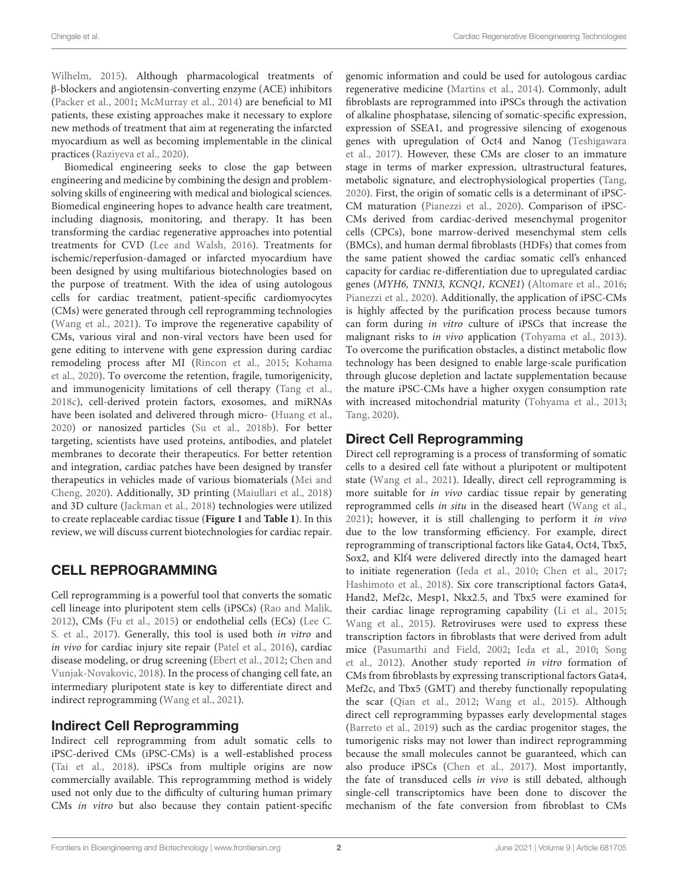Wilhelm, 2015). Although pharmacological treatments of β-blockers and angiotensin-converting enzyme (ACE) inhibitors (Packer et al., 2001; McMurray et al., 2014) are beneficial to MI patients, these existing approaches make it necessary to explore new methods of treatment that aim at regenerating the infarcted myocardium as well as becoming implementable in the clinical practices (Raziyeva et al., 2020).

Biomedical engineering seeks to close the gap between engineering and medicine by combining the design and problem-solving skills of engineering with medical and biological sciences. Biomedical engineering hopes to advance health care treatment, including diagnosis, monitoring, and therapy. It has been transforming the cardiac regenerative approaches into potential treatments for CVD (Lee and Walsh, 2016). Treatments for ischemic/reperfusion-damaged or infarcted myocardium have been designed by using multifarious biotechnologies based on the purpose of treatment. With the idea of using autologous cells for cardiac treatment, patient-specific cardiomyocytes (CMs) were generated through cell reprogramming technologies (Wang et al., 2021). To improve the regenerative capability of CMs, various viral and non-viral vectors have been used for gene editing to intervene with gene expression during cardiac remodeling process after MI (Rincon et al., 2015; Kohama et al., 2020). To overcome the retention, fragile, tumorigenicity, and immunogenicity limitations of cell therapy (Tang et al., 2018c), cell-derived protein factors, exosomes, and miRNAs have been isolated and delivered through micro- (Huang et al., 2020) or nanosized particles (Su et al., 2018b). For better targeting, scientists have used proteins, antibodies, and platelet membranes to decorate their therapeutics. For better retention and integration, cardiac patches have been designed by transfer therapeutics in vehicles made of various biomaterials (Mei and Cheng, 2020). Additionally, 3D printing (Maiullari et al., 2018) and 3D culture (Jackman et al., 2018) technologies were utilized to create replaceable cardiac tissue (**Figure 1** and **Table 1**). In this review, we will discuss current biotechnologies for cardiac repair.

## CELL REPROGRAMMING

Cell reprogramming is a powerful tool that converts the somatic cell lineage into pluripotent stem cells (iPSCs) (Rao and Malik, 2012), CMs (Fu et al., 2015) or endothelial cells (ECs) (Lee C. S. et al., 2017). Generally, this tool is used both *in vitro* and *in vivo* for cardiac injury site repair (Patel et al., 2016), cardiac disease modeling, or drug screening (Ebert et al., 2012; Chen and Vunjak-Novakovic, 2018). In the process of changing cell fate, an intermediary pluripotent state is key to differentiate direct and indirect reprogramming (Wang et al., 2021).

### Indirect Cell Reprogramming

Indirect cell reprogramming from adult somatic cells to iPSC-derived CMs (iPSC-CMs) is a well-established process (Tai et al., 2018). iPSCs from multiple origins are now commercially available. This reprogramming method is widely used not only due to the difficulty of culturing human primary CMs *in vitro* but also because they contain patient-specific genomic information and could be used for autologous cardiac regenerative medicine (Martins et al., 2014). Commonly, adult fibroblasts are reprogrammed into iPSCs through the activation of alkaline phosphatase, silencing of somatic-specific expression, expression of SSEA1, and progressive silencing of exogenous genes with upregulation of Oct4 and Nanog (Teshigawara et al., 2017). However, these CMs are closer to an immature stage in terms of marker expression, ultrastructural features, metabolic signature, and electrophysiological properties (Tang, 2020). First, the origin of somatic cells is a determinant of iPSC-CM maturation (Pianezzi et al., 2020). Comparison of iPSC-CMs derived from cardiac-derived mesenchymal progenitor cells (CPCs), bone marrow-derived mesenchymal stem cells (BMCs), and human dermal fibroblasts (HDFs) that comes from the same patient showed the cardiac somatic cell's enhanced capacity for cardiac re-differentiation due to upregulated cardiac genes (*MYH6, TNNI3, KCNQ1, KCNE1*) (Altomare et al., 2016; Pianezzi et al., 2020). Additionally, the application of iPSC-CMs is highly affected by the purification process because tumors can form during *in vitro* culture of iPSCs that increase the malignant risks to *in vivo* application (Tohyama et al., 2013). To overcome the purification obstacles, a distinct metabolic flow technology has been designed to enable large-scale purification through glucose depletion and lactate supplementation because the mature iPSC-CMs have a higher oxygen consumption rate with increased mitochondrial maturity (Tohyama et al., 2013; Tang, 2020).

### Direct Cell Reprogramming

Direct cell reprograming is a process of transforming of somatic cells to a desired cell fate without a pluripotent or multipotent state (Wang et al., 2021). Ideally, direct cell reprogramming is more suitable for *in vivo* cardiac tissue repair by generating reprogrammed cells *in situ* in the diseased heart (Wang et al., 2021); however, it is still challenging to perform it *in vivo* due to the low transforming efficiency. For example, direct reprogramming of transcriptional factors like Gata4, Oct4, Tbx5, Sox2, and Klf4 were delivered directly into the damaged heart to initiate regeneration (Ieda et al., 2010; Chen et al., 2017; Hashimoto et al., 2018). Six core transcriptional factors Gata4, Hand2, Mef2c, Mesp1, Nkx2.5, and Tbx5 were examined for their cardiac linage reprograming capability (Li et al., 2015; Wang et al., 2015). Retroviruses were used to express these transcription factors in fibroblasts that were derived from adult mice (Pasumarthi and Field, 2002; Ieda et al., 2010; Song et al., 2012). Another study reported *in vitro* formation of CMs from fibroblasts by expressing transcriptional factors Gata4, Mef2c, and Tbx5 (GMT) and thereby functionally repopulating the scar (Qian et al., 2012; Wang et al., 2015). Although direct cell reprogramming bypasses early developmental stages (Barreto et al., 2019) such as the cardiac progenitor stages, the tumorigenic risks may not lower than indirect reprogramming because the small molecules cannot be guaranteed, which can also produce iPSCs (Chen et al., 2017). Most importantly, the fate of transduced cells *in vivo* is still debated, although single-cell transcriptomics have been done to discover the mechanism of the fate conversion from fibroblast to CMs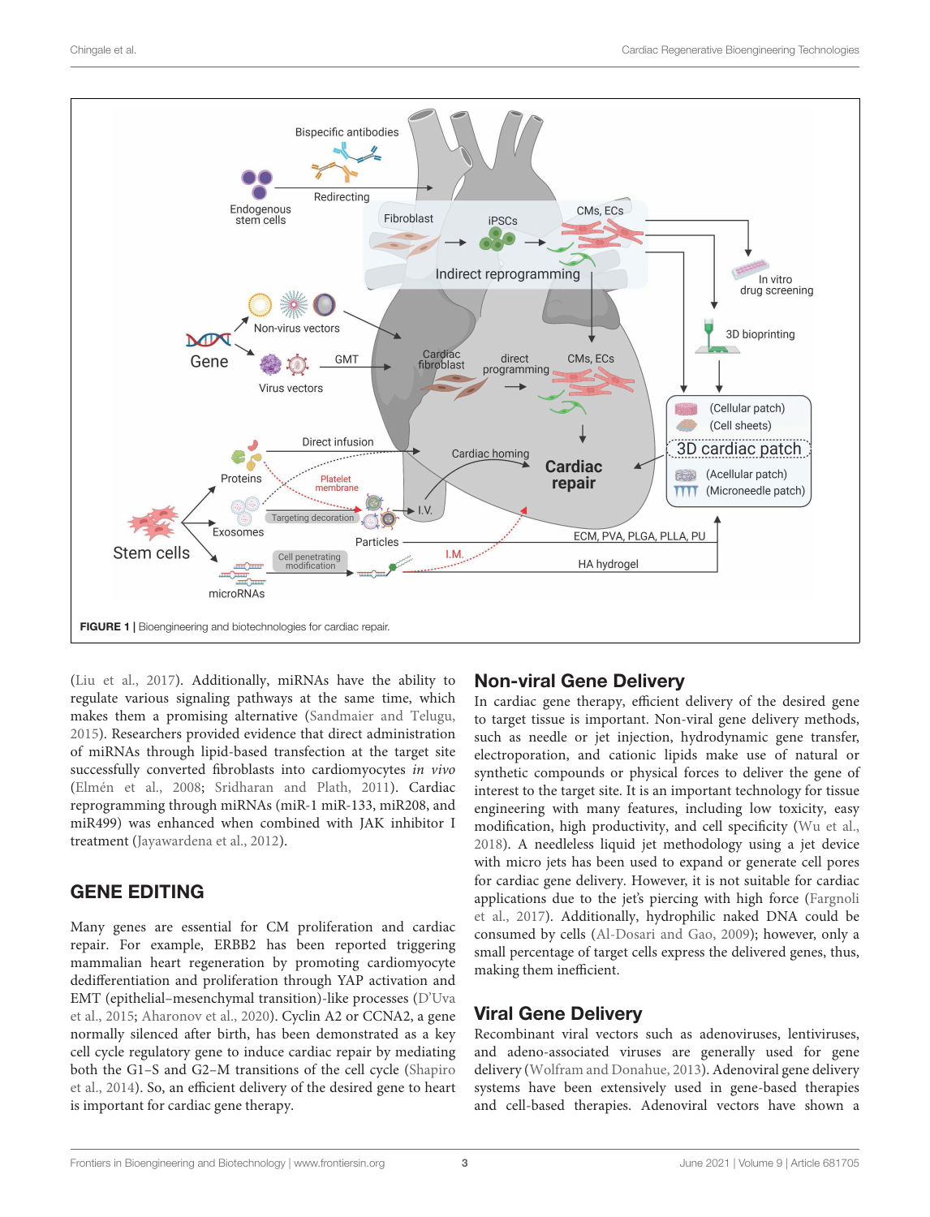**FIGURE 1** | Bioengineering and biotechnologies for cardiac repair.

(Liu et al., 2017). Additionally, miRNAs have the ability to regulate various signaling pathways at the same time, which makes them a promising alternative (Sandmaier and Telugu, 2015). Researchers provided evidence that direct administration of miRNAs through lipid-based transfection at the target site successfully converted fibroblasts into cardiomyocytes *in vivo* (Elmén et al., 2008; Sridharan and Plath, 2011). Cardiac reprogramming through miRNAs (miR-1 miR-133, miR208, and miR499) was enhanced when combined with JAK inhibitor I treatment (Jayawardena et al., 2012).

## GENE EDITING

Many genes are essential for CM proliferation and cardiac repair. For example, ERBB2 has been reported triggering mammalian heart regeneration by promoting cardiomyocyte dedifferentiation and proliferation through YAP activation and EMT (epithelial–mesenchymal transition)-like processes (D'Uva et al., 2015; Aharonov et al., 2020). Cyclin A2 or CCNA2, a gene normally silenced after birth, has been demonstrated as a key cell cycle regulatory gene to induce cardiac repair by mediating both the G1–S and G2–M transitions of the cell cycle (Shapiro et al., 2014). So, an efficient delivery of the desired gene to heart is important for cardiac gene therapy.

### Non-viral Gene Delivery

In cardiac gene therapy, efficient delivery of the desired gene to target tissue is important. Non-viral gene delivery methods, such as needle or jet injection, hydrodynamic gene transfer, electroporation, and cationic lipids make use of natural or synthetic compounds or physical forces to deliver the gene of interest to the target site. It is an important technology for tissue engineering with many features, including low toxicity, easy modification, high productivity, and cell specificity (Wu et al., 2018). A needleless liquid jet methodology using a jet device with micro jets has been used to expand or generate cell pores for cardiac gene delivery. However, it is not suitable for cardiac applications due to the jet's piercing with high force (Fargnoli et al., 2017). Additionally, hydrophilic naked DNA could be consumed by cells (Al-Dosari and Gao, 2009); however, only a small percentage of target cells express the delivered genes, thus, making them inefficient.

### Viral Gene Delivery

Recombinant viral vectors such as adenoviruses, lentiviruses, and adeno-associated viruses are generally used for gene delivery (Wolfram and Donahue, 2013). Adenoviral gene delivery systems have been extensively used in gene-based therapies and cell-based therapies. Adenoviral vectors have shown a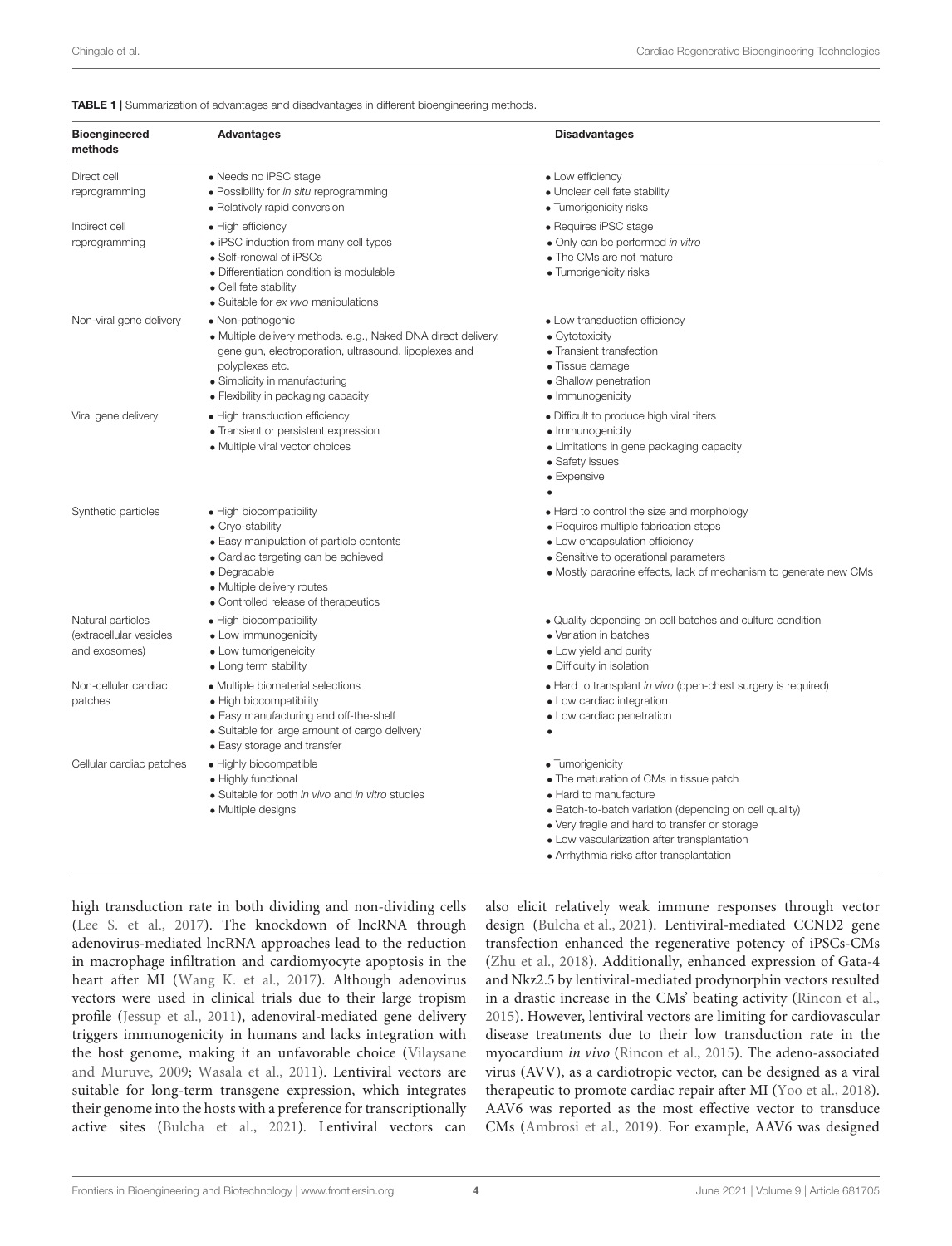**TABLE 1 |** Summarization of advantages and disadvantages in different bioengineering methods.

| Bioengineered methods | Advantages | Disadvantages |
|---|---|---|
| Direct cell reprogramming | • Needs no iPSC stage<br>• Possibility for *in situ* reprogramming<br>• Relatively rapid conversion | • Low efficiency<br>• Unclear cell fate stability<br>• Tumorigenicity risks |
| Indirect cell reprogramming | • High efficiency<br>• iPSC induction from many cell types<br>• Self-renewal of iPSCs<br>• Differentiation condition is modulable<br>• Cell fate stability<br>• Suitable for *ex vivo* manipulations | • Requires iPSC stage<br>• Only can be performed *in vitro*<br>• The CMs are not mature<br>• Tumorigenicity risks |
| Non-viral gene delivery | • Non-pathogenic<br>• Multiple delivery methods. e.g., Naked DNA direct delivery, gene gun, electroporation, ultrasound, lipoplexes and polyplexes etc.<br>• Simplicity in manufacturing<br>• Flexibility in packaging capacity | • Low transduction efficiency<br>• Cytotoxicity<br>• Transient transfection<br>• Tissue damage<br>• Shallow penetration<br>• Immunogenicity |
| Viral gene delivery | • High transduction efficiency<br>• Transient or persistent expression<br>• Multiple viral vector choices | • Difficult to produce high viral titers<br>• Immunogenicity<br>• Limitations in gene packaging capacity<br>• Safety issues<br>• Expensive<br>• |
| Synthetic particles | • High biocompatibility<br>• Cryo-stability<br>• Easy manipulation of particle contents<br>• Cardiac targeting can be achieved<br>• Degradable<br>• Multiple delivery routes<br>• Controlled release of therapeutics | • Hard to control the size and morphology<br>• Requires multiple fabrication steps<br>• Low encapsulation efficiency<br>• Sensitive to operational parameters<br>• Mostly paracrine effects, lack of mechanism to generate new CMs |
| Natural particles (extracellular vesicles and exosomes) | • High biocompatibility<br>• Low immunogenicity<br>• Low tumorigeneicity<br>• Long term stability | • Quality depending on cell batches and culture condition<br>• Variation in batches<br>• Low yield and purity<br>• Difficulty in isolation |
| Non-cellular cardiac patches | • Multiple biomaterial selections<br>• High biocompatibility<br>• Easy manufacturing and off-the-shelf<br>• Suitable for large amount of cargo delivery<br>• Easy storage and transfer | • Hard to transplant *in vivo* (open-chest surgery is required)<br>• Low cardiac integration<br>• Low cardiac penetration<br>• |
| Cellular cardiac patches | • Highly biocompatible<br>• Highly functional<br>• Suitable for both *in vivo* and *in vitro* studies<br>• Multiple designs | • Tumorigenicity<br>• The maturation of CMs in tissue patch<br>• Hard to manufacture<br>• Batch-to-batch variation (depending on cell quality)<br>• Very fragile and hard to transfer or storage<br>• Low vascularization after transplantation<br>• Arrhythmia risks after transplantation |

high transduction rate in both dividing and non-dividing cells (Lee S. et al., 2017). The knockdown of lncRNA through adenovirus-mediated lncRNA approaches lead to the reduction in macrophage infiltration and cardiomyocyte apoptosis in the heart after MI (Wang K. et al., 2017). Although adenovirus vectors were used in clinical trials due to their large tropism profile (Jessup et al., 2011), adenoviral-mediated gene delivery triggers immunogenicity in humans and lacks integration with the host genome, making it an unfavorable choice (Vilaysane and Muruve, 2009; Wasala et al., 2011). Lentiviral vectors are suitable for long-term transgene expression, which integrates their genome into the hosts with a preference for transcriptionally active sites (Bulcha et al., 2021). Lentiviral vectors can also elicit relatively weak immune responses through vector design (Bulcha et al., 2021). Lentiviral-mediated CCND2 gene transfection enhanced the regenerative potency of iPSCs-CMs (Zhu et al., 2018). Additionally, enhanced expression of Gata-4 and Nkz2.5 by lentiviral-mediated prodynorphin vectors resulted in a drastic increase in the CMs' beating activity (Rincon et al., 2015). However, lentiviral vectors are limiting for cardiovascular disease treatments due to their low transduction rate in the myocardium *in vivo* (Rincon et al., 2015). The adeno-associated virus (AVV), as a cardiotropic vector, can be designed as a viral therapeutic to promote cardiac repair after MI (Yoo et al., 2018). AAV6 was reported as the most effective vector to transduce CMs (Ambrosi et al., 2019). For example, AAV6 was designed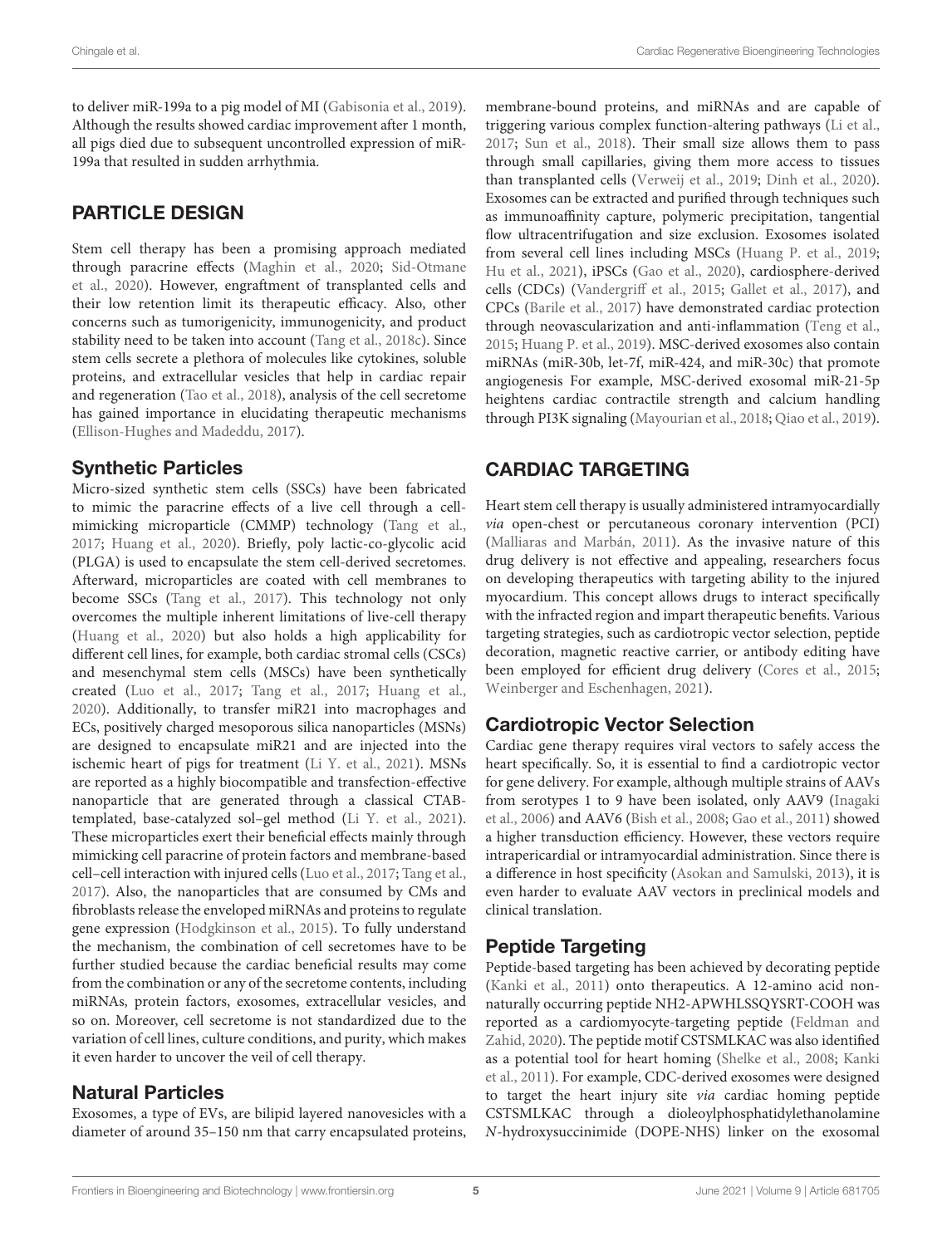to deliver miR-199a to a pig model of MI (Gabisonia et al., 2019). Although the results showed cardiac improvement after 1 month, all pigs died due to subsequent uncontrolled expression of miR-199a that resulted in sudden arrhythmia.

## PARTICLE DESIGN

Stem cell therapy has been a promising approach mediated through paracrine effects (Maghin et al., 2020; Sid-Otmane et al., 2020). However, engraftment of transplanted cells and their low retention limit its therapeutic efficacy. Also, other concerns such as tumorigenicity, immunogenicity, and product stability need to be taken into account (Tang et al., 2018c). Since stem cells secrete a plethora of molecules like cytokines, soluble proteins, and extracellular vesicles that help in cardiac repair and regeneration (Tao et al., 2018), analysis of the cell secretome has gained importance in elucidating therapeutic mechanisms (Ellison-Hughes and Madeddu, 2017).

### Synthetic Particles

Micro-sized synthetic stem cells (SSCs) have been fabricated to mimic the paracrine effects of a live cell through a cell-mimicking microparticle (CMMP) technology (Tang et al., 2017; Huang et al., 2020). Briefly, poly lactic-co-glycolic acid (PLGA) is used to encapsulate the stem cell-derived secretomes. Afterward, microparticles are coated with cell membranes to become SSCs (Tang et al., 2017). This technology not only overcomes the multiple inherent limitations of live-cell therapy (Huang et al., 2020) but also holds a high applicability for different cell lines, for example, both cardiac stromal cells (CSCs) and mesenchymal stem cells (MSCs) have been synthetically created (Luo et al., 2017; Tang et al., 2017; Huang et al., 2020). Additionally, to transfer miR21 into macrophages and ECs, positively charged mesoporous silica nanoparticles (MSNs) are designed to encapsulate miR21 and are injected into the ischemic heart of pigs for treatment (Li Y. et al., 2021). MSNs are reported as a highly biocompatible and transfection-effective nanoparticle that are generated through a classical CTAB-templated, base-catalyzed sol–gel method (Li Y. et al., 2021). These microparticles exert their beneficial effects mainly through mimicking cell paracrine of protein factors and membrane-based cell–cell interaction with injured cells (Luo et al., 2017; Tang et al., 2017). Also, the nanoparticles that are consumed by CMs and fibroblasts release the enveloped miRNAs and proteins to regulate gene expression (Hodgkinson et al., 2015). To fully understand the mechanism, the combination of cell secretomes have to be further studied because the cardiac beneficial results may come from the combination or any of the secretome contents, including miRNAs, protein factors, exosomes, extracellular vesicles, and so on. Moreover, cell secretome is not standardized due to the variation of cell lines, culture conditions, and purity, which makes it even harder to uncover the veil of cell therapy.

### Natural Particles

Exosomes, a type of EVs, are bilipid layered nanovesicles with a diameter of around 35–150 nm that carry encapsulated proteins, membrane-bound proteins, and miRNAs and are capable of triggering various complex function-altering pathways (Li et al., 2017; Sun et al., 2018). Their small size allows them to pass through small capillaries, giving them more access to tissues than transplanted cells (Verweij et al., 2019; Dinh et al., 2020). Exosomes can be extracted and purified through techniques such as immunoaffinity capture, polymeric precipitation, tangential flow ultracentrifugation and size exclusion. Exosomes isolated from several cell lines including MSCs (Huang P. et al., 2019; Hu et al., 2021), iPSCs (Gao et al., 2020), cardiosphere-derived cells (CDCs) (Vandergriff et al., 2015; Gallet et al., 2017), and CPCs (Barile et al., 2017) have demonstrated cardiac protection through neovascularization and anti-inflammation (Teng et al., 2015; Huang P. et al., 2019). MSC-derived exosomes also contain miRNAs (miR-30b, let-7f, miR-424, and miR-30c) that promote angiogenesis For example, MSC-derived exosomal miR-21-5p heightens cardiac contractile strength and calcium handling through PI3K signaling (Mayourian et al., 2018; Qiao et al., 2019).

## CARDIAC TARGETING

Heart stem cell therapy is usually administered intramyocardially *via* open-chest or percutaneous coronary intervention (PCI) (Malliaras and Marbán, 2011). As the invasive nature of this drug delivery is not effective and appealing, researchers focus on developing therapeutics with targeting ability to the injured myocardium. This concept allows drugs to interact specifically with the infracted region and impart therapeutic benefits. Various targeting strategies, such as cardiotropic vector selection, peptide decoration, magnetic reactive carrier, or antibody editing have been employed for efficient drug delivery (Cores et al., 2015; Weinberger and Eschenhagen, 2021).

### Cardiotropic Vector Selection

Cardiac gene therapy requires viral vectors to safely access the heart specifically. So, it is essential to find a cardiotropic vector for gene delivery. For example, although multiple strains of AAVs from serotypes 1 to 9 have been isolated, only AAV9 (Inagaki et al., 2006) and AAV6 (Bish et al., 2008; Gao et al., 2011) showed a higher transduction efficiency. However, these vectors require intrapericardial or intramyocardial administration. Since there is a difference in host specificity (Asokan and Samulski, 2013), it is even harder to evaluate AAV vectors in preclinical models and clinical translation.

### Peptide Targeting

Peptide-based targeting has been achieved by decorating peptide (Kanki et al., 2011) onto therapeutics. A 12-amino acid non-naturally occurring peptide NH2-APWHLSSQYSRT-COOH was reported as a cardiomyocyte-targeting peptide (Feldman and Zahid, 2020). The peptide motif CSTSMLKAC was also identified as a potential tool for heart homing (Shelke et al., 2008; Kanki et al., 2011). For example, CDC-derived exosomes were designed to target the heart injury site *via* cardiac homing peptide CSTSMLKAC through a dioleoylphosphatidylethanolamine *N*-hydroxysuccinimide (DOPE-NHS) linker on the exosomal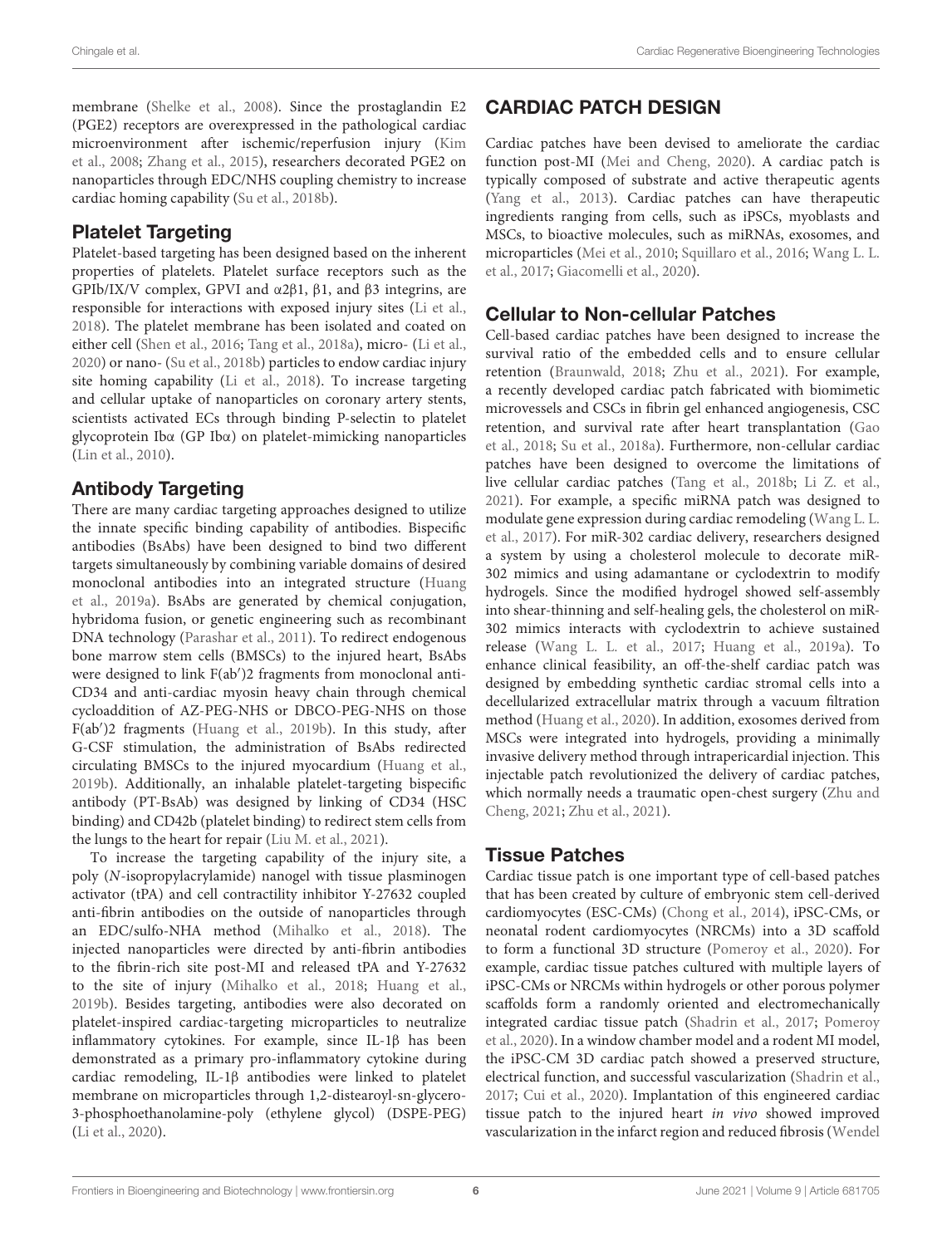membrane (Shelke et al., 2008). Since the prostaglandin E2 (PGE2) receptors are overexpressed in the pathological cardiac microenvironment after ischemic/reperfusion injury (Kim et al., 2008; Zhang et al., 2015), researchers decorated PGE2 on nanoparticles through EDC/NHS coupling chemistry to increase cardiac homing capability (Su et al., 2018b).

### Platelet Targeting

Platelet-based targeting has been designed based on the inherent properties of platelets. Platelet surface receptors such as the GPIb/IX/V complex, GPVI and α2β1, β1, and β3 integrins, are responsible for interactions with exposed injury sites (Li et al., 2018). The platelet membrane has been isolated and coated on either cell (Shen et al., 2016; Tang et al., 2018a), micro- (Li et al., 2020) or nano- (Su et al., 2018b) particles to endow cardiac injury site homing capability (Li et al., 2018). To increase targeting and cellular uptake of nanoparticles on coronary artery stents, scientists activated ECs through binding P-selectin to platelet glycoprotein Ibα (GP Ibα) on platelet-mimicking nanoparticles (Lin et al., 2010).

### Antibody Targeting

There are many cardiac targeting approaches designed to utilize the innate specific binding capability of antibodies. Bispecific antibodies (BsAbs) have been designed to bind two different targets simultaneously by combining variable domains of desired monoclonal antibodies into an integrated structure (Huang et al., 2019a). BsAbs are generated by chemical conjugation, hybridoma fusion, or genetic engineering such as recombinant DNA technology (Parashar et al., 2011). To redirect endogenous bone marrow stem cells (BMSCs) to the injured heart, BsAbs were designed to link F(ab′)2 fragments from monoclonal anti-CD34 and anti-cardiac myosin heavy chain through chemical cycloaddition of AZ-PEG-NHS or DBCO-PEG-NHS on those F(ab′)2 fragments (Huang et al., 2019b). In this study, after G-CSF stimulation, the administration of BsAbs redirected circulating BMSCs to the injured myocardium (Huang et al., 2019b). Additionally, an inhalable platelet-targeting bispecific antibody (PT-BsAb) was designed by linking of CD34 (HSC binding) and CD42b (platelet binding) to redirect stem cells from the lungs to the heart for repair (Liu M. et al., 2021).

To increase the targeting capability of the injury site, a poly (*N*-isopropylacrylamide) nanogel with tissue plasminogen activator (tPA) and cell contractility inhibitor Y-27632 coupled anti-fibrin antibodies on the outside of nanoparticles through an EDC/sulfo-NHA method (Mihalko et al., 2018). The injected nanoparticles were directed by anti-fibrin antibodies to the fibrin-rich site post-MI and released tPA and Y-27632 to the site of injury (Mihalko et al., 2018; Huang et al., 2019b). Besides targeting, antibodies were also decorated on platelet-inspired cardiac-targeting microparticles to neutralize inflammatory cytokines. For example, since IL-1β has been demonstrated as a primary pro-inflammatory cytokine during cardiac remodeling, IL-1β antibodies were linked to platelet membrane on microparticles through 1,2-distearoyl-sn-glycero-3-phosphoethanolamine-poly (ethylene glycol) (DSPE-PEG) (Li et al., 2020).

## CARDIAC PATCH DESIGN

Cardiac patches have been devised to ameliorate the cardiac function post-MI (Mei and Cheng, 2020). A cardiac patch is typically composed of substrate and active therapeutic agents (Yang et al., 2013). Cardiac patches can have therapeutic ingredients ranging from cells, such as iPSCs, myoblasts and MSCs, to bioactive molecules, such as miRNAs, exosomes, and microparticles (Mei et al., 2010; Squillaro et al., 2016; Wang L. L. et al., 2017; Giacomelli et al., 2020).

### Cellular to Non-cellular Patches

Cell-based cardiac patches have been designed to increase the survival ratio of the embedded cells and to ensure cellular retention (Braunwald, 2018; Zhu et al., 2021). For example, a recently developed cardiac patch fabricated with biomimetic microvessels and CSCs in fibrin gel enhanced angiogenesis, CSC retention, and survival rate after heart transplantation (Gao et al., 2018; Su et al., 2018a). Furthermore, non-cellular cardiac patches have been designed to overcome the limitations of live cellular cardiac patches (Tang et al., 2018b; Li Z. et al., 2021). For example, a specific miRNA patch was designed to modulate gene expression during cardiac remodeling (Wang L. L. et al., 2017). For miR-302 cardiac delivery, researchers designed a system by using a cholesterol molecule to decorate miR-302 mimics and using adamantane or cyclodextrin to modify hydrogels. Since the modified hydrogel showed self-assembly into shear-thinning and self-healing gels, the cholesterol on miR-302 mimics interacts with cyclodextrin to achieve sustained release (Wang L. L. et al., 2017; Huang et al., 2019a). To enhance clinical feasibility, an off-the-shelf cardiac patch was designed by embedding synthetic cardiac stromal cells into a decellularized extracellular matrix through a vacuum filtration method (Huang et al., 2020). In addition, exosomes derived from MSCs were integrated into hydrogels, providing a minimally invasive delivery method through intrapericardial injection. This injectable patch revolutionized the delivery of cardiac patches, which normally needs a traumatic open-chest surgery (Zhu and Cheng, 2021; Zhu et al., 2021).

### Tissue Patches

Cardiac tissue patch is one important type of cell-based patches that has been created by culture of embryonic stem cell-derived cardiomyocytes (ESC-CMs) (Chong et al., 2014), iPSC-CMs, or neonatal rodent cardiomyocytes (NRCMs) into a 3D scaffold to form a functional 3D structure (Pomeroy et al., 2020). For example, cardiac tissue patches cultured with multiple layers of iPSC-CMs or NRCMs within hydrogels or other porous polymer scaffolds form a randomly oriented and electromechanically integrated cardiac tissue patch (Shadrin et al., 2017; Pomeroy et al., 2020). In a window chamber model and a rodent MI model, the iPSC-CM 3D cardiac patch showed a preserved structure, electrical function, and successful vascularization (Shadrin et al., 2017; Cui et al., 2020). Implantation of this engineered cardiac tissue patch to the injured heart *in vivo* showed improved vascularization in the infarct region and reduced fibrosis (Wendel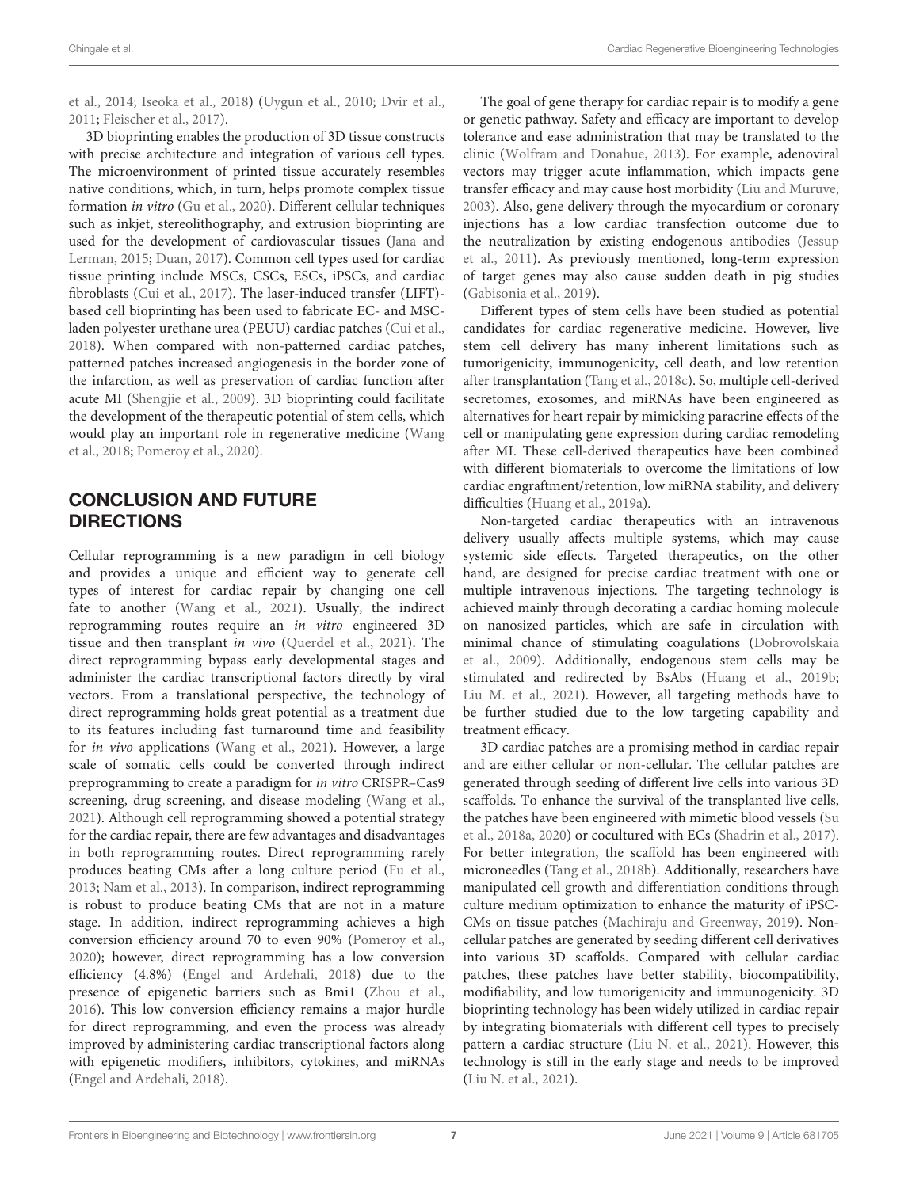et al., 2014; Iseoka et al., 2018) (Uygun et al., 2010; Dvir et al., 2011; Fleischer et al., 2017).

3D bioprinting enables the production of 3D tissue constructs with precise architecture and integration of various cell types. The microenvironment of printed tissue accurately resembles native conditions, which, in turn, helps promote complex tissue formation *in vitro* (Gu et al., 2020). Different cellular techniques such as inkjet, stereolithography, and extrusion bioprinting are used for the development of cardiovascular tissues (Jana and Lerman, 2015; Duan, 2017). Common cell types used for cardiac tissue printing include MSCs, CSCs, ESCs, iPSCs, and cardiac fibroblasts (Cui et al., 2017). The laser-induced transfer (LIFT)-based cell bioprinting has been used to fabricate EC- and MSC-laden polyester urethane urea (PEUU) cardiac patches (Cui et al., 2018). When compared with non-patterned cardiac patches, patterned patches increased angiogenesis in the border zone of the infarction, as well as preservation of cardiac function after acute MI (Shengjie et al., 2009). 3D bioprinting could facilitate the development of the therapeutic potential of stem cells, which would play an important role in regenerative medicine (Wang et al., 2018; Pomeroy et al., 2020).

## CONCLUSION AND FUTURE DIRECTIONS

Cellular reprogramming is a new paradigm in cell biology and provides a unique and efficient way to generate cell types of interest for cardiac repair by changing one cell fate to another (Wang et al., 2021). Usually, the indirect reprogramming routes require an *in vitro* engineered 3D tissue and then transplant *in vivo* (Querdel et al., 2021). The direct reprogramming bypass early developmental stages and administer the cardiac transcriptional factors directly by viral vectors. From a translational perspective, the technology of direct reprogramming holds great potential as a treatment due to its features including fast turnaround time and feasibility for *in vivo* applications (Wang et al., 2021). However, a large scale of somatic cells could be converted through indirect preprogramming to create a paradigm for *in vitro* CRISPR–Cas9 screening, drug screening, and disease modeling (Wang et al., 2021). Although cell reprogramming showed a potential strategy for the cardiac repair, there are few advantages and disadvantages in both reprogramming routes. Direct reprogramming rarely produces beating CMs after a long culture period (Fu et al., 2013; Nam et al., 2013). In comparison, indirect reprogramming is robust to produce beating CMs that are not in a mature stage. In addition, indirect reprogramming achieves a high conversion efficiency around 70 to even 90% (Pomeroy et al., 2020); however, direct reprogramming has a low conversion efficiency (4.8%) (Engel and Ardehali, 2018) due to the presence of epigenetic barriers such as Bmi1 (Zhou et al., 2016). This low conversion efficiency remains a major hurdle for direct reprogramming, and even the process was already improved by administering cardiac transcriptional factors along with epigenetic modifiers, inhibitors, cytokines, and miRNAs (Engel and Ardehali, 2018).

The goal of gene therapy for cardiac repair is to modify a gene or genetic pathway. Safety and efficacy are important to develop tolerance and ease administration that may be translated to the clinic (Wolfram and Donahue, 2013). For example, adenoviral vectors may trigger acute inflammation, which impacts gene transfer efficacy and may cause host morbidity (Liu and Muruve, 2003). Also, gene delivery through the myocardium or coronary injections has a low cardiac transfection outcome due to the neutralization by existing endogenous antibodies (Jessup et al., 2011). As previously mentioned, long-term expression of target genes may also cause sudden death in pig studies (Gabisonia et al., 2019).

Different types of stem cells have been studied as potential candidates for cardiac regenerative medicine. However, live stem cell delivery has many inherent limitations such as tumorigenicity, immunogenicity, cell death, and low retention after transplantation (Tang et al., 2018c). So, multiple cell-derived secretomes, exosomes, and miRNAs have been engineered as alternatives for heart repair by mimicking paracrine effects of the cell or manipulating gene expression during cardiac remodeling after MI. These cell-derived therapeutics have been combined with different biomaterials to overcome the limitations of low cardiac engraftment/retention, low miRNA stability, and delivery difficulties (Huang et al., 2019a).

Non-targeted cardiac therapeutics with an intravenous delivery usually affects multiple systems, which may cause systemic side effects. Targeted therapeutics, on the other hand, are designed for precise cardiac treatment with one or multiple intravenous injections. The targeting technology is achieved mainly through decorating a cardiac homing molecule on nanosized particles, which are safe in circulation with minimal chance of stimulating coagulations (Dobrovolskaia et al., 2009). Additionally, endogenous stem cells may be stimulated and redirected by BsAbs (Huang et al., 2019b; Liu M. et al., 2021). However, all targeting methods have to be further studied due to the low targeting capability and treatment efficacy.

3D cardiac patches are a promising method in cardiac repair and are either cellular or non-cellular. The cellular patches are generated through seeding of different live cells into various 3D scaffolds. To enhance the survival of the transplanted live cells, the patches have been engineered with mimetic blood vessels (Su et al., 2018a, 2020) or cocultured with ECs (Shadrin et al., 2017). For better integration, the scaffold has been engineered with microneedles (Tang et al., 2018b). Additionally, researchers have manipulated cell growth and differentiation conditions through culture medium optimization to enhance the maturity of iPSC-CMs on tissue patches (Machiraju and Greenway, 2019). Non-cellular patches are generated by seeding different cell derivatives into various 3D scaffolds. Compared with cellular cardiac patches, these patches have better stability, biocompatibility, modifiability, and low tumorigenicity and immunogenicity. 3D bioprinting technology has been widely utilized in cardiac repair by integrating biomaterials with different cell types to precisely pattern a cardiac structure (Liu N. et al., 2021). However, this technology is still in the early stage and needs to be improved (Liu N. et al., 2021).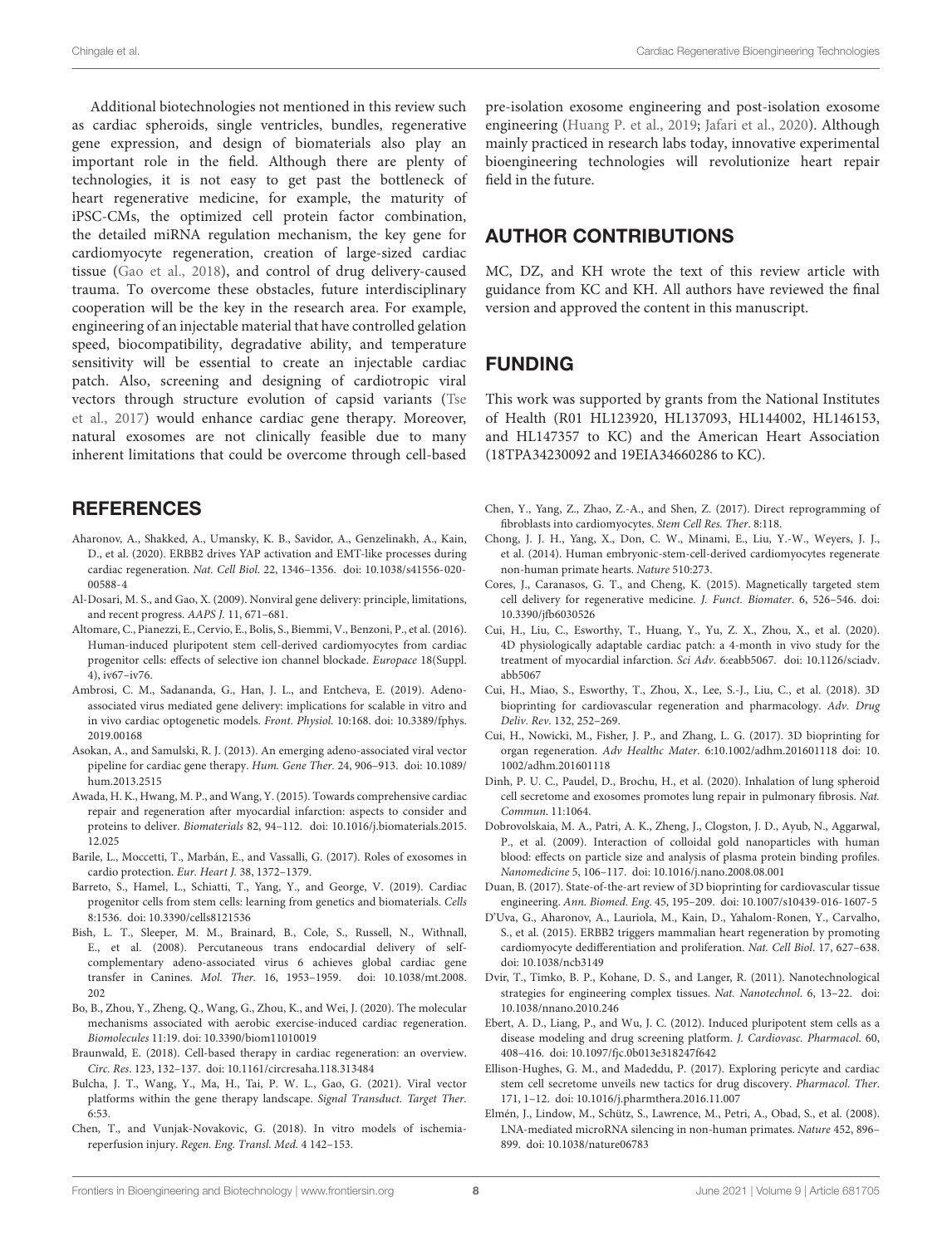Additional biotechnologies not mentioned in this review such as cardiac spheroids, single ventricles, bundles, regenerative gene expression, and design of biomaterials also play an important role in the field. Although there are plenty of technologies, it is not easy to get past the bottleneck of heart regenerative medicine, for example, the maturity of iPSC-CMs, the optimized cell protein factor combination, the detailed miRNA regulation mechanism, the key gene for cardiomyocyte regeneration, creation of large-sized cardiac tissue (Gao et al., 2018), and control of drug delivery-caused trauma. To overcome these obstacles, future interdisciplinary cooperation will be the key in the research area. For example, engineering of an injectable material that have controlled gelation speed, biocompatibility, degradative ability, and temperature sensitivity will be essential to create an injectable cardiac patch. Also, screening and designing of cardiotropic viral vectors through structure evolution of capsid variants (Tse et al., 2017) would enhance cardiac gene therapy. Moreover, natural exosomes are not clinically feasible due to many inherent limitations that could be overcome through cell-based pre-isolation exosome engineering and post-isolation exosome engineering (Huang P. et al., 2019; Jafari et al., 2020). Although mainly practiced in research labs today, innovative experimental bioengineering technologies will revolutionize heart repair field in the future.

## AUTHOR CONTRIBUTIONS

MC, DZ, and KH wrote the text of this review article with guidance from KC and KH. All authors have reviewed the final version and approved the content in this manuscript.

## FUNDING

This work was supported by grants from the National Institutes of Health (R01 HL123920, HL137093, HL144002, HL146153, and HL147357 to KC) and the American Heart Association (18TPA34230092 and 19EIA34660286 to KC).

## REFERENCES

Aharonov, A., Shakked, A., Umansky, K. B., Savidor, A., Genzelinakh, A., Kain, D., et al. (2020). ERBB2 drives YAP activation and EMT-like processes during cardiac regeneration. *Nat. Cell Biol.* 22, 1346–1356. doi: 10.1038/s41556-020-00588-4

Al-Dosari, M. S., and Gao, X. (2009). Nonviral gene delivery: principle, limitations, and recent progress. *AAPS J.* 11, 671–681.

Altomare, C., Pianezzi, E., Cervio, E., Bolis, S., Biemmi, V., Benzoni, P., et al. (2016). Human-induced pluripotent stem cell-derived cardiomyocytes from cardiac progenitor cells: effects of selective ion channel blockade. *Europace* 18(Suppl. 4), iv67–iv76.

Ambrosi, C. M., Sadananda, G., Han, J. L., and Entcheva, E. (2019). Adeno-associated virus mediated gene delivery: implications for scalable in vitro and in vivo cardiac optogenetic models. *Front. Physiol.* 10:168. doi: 10.3389/fphys.2019.00168

Asokan, A., and Samulski, R. J. (2013). An emerging adeno-associated viral vector pipeline for cardiac gene therapy. *Hum. Gene Ther.* 24, 906–913. doi: 10.1089/hum.2013.2515

Awada, H. K., Hwang, M. P., and Wang, Y. (2015). Towards comprehensive cardiac repair and regeneration after myocardial infarction: aspects to consider and proteins to deliver. *Biomaterials* 82, 94–112. doi: 10.1016/j.biomaterials.2015.12.025

Barile, L., Moccetti, T., Marbán, E., and Vassalli, G. (2017). Roles of exosomes in cardio protection. *Eur. Heart J.* 38, 1372–1379.

Barreto, S., Hamel, L., Schiatti, T., Yang, Y., and George, V. (2019). Cardiac progenitor cells from stem cells: learning from genetics and biomaterials. *Cells* 8:1536. doi: 10.3390/cells8121536

Bish, L. T., Sleeper, M. M., Brainard, B., Cole, S., Russell, N., Withnall, E., et al. (2008). Percutaneous trans endocardial delivery of self-complementary adeno-associated virus 6 achieves global cardiac gene transfer in Canines. *Mol. Ther.* 16, 1953–1959. doi: 10.1038/mt.2008.202

Bo, B., Zhou, Y., Zheng, Q., Wang, G., Zhou, K., and Wei, J. (2020). The molecular mechanisms associated with aerobic exercise-induced cardiac regeneration. *Biomolecules* 11:19. doi: 10.3390/biom11010019

Braunwald, E. (2018). Cell-based therapy in cardiac regeneration: an overview. *Circ. Res.* 123, 132–137. doi: 10.1161/circresaha.118.313484

Bulcha, J. T., Wang, Y., Ma, H., Tai, P. W. L., Gao, G. (2021). Viral vector platforms within the gene therapy landscape. *Signal Transduct. Target Ther.* 6:53.

Chen, T., and Vunjak-Novakovic, G. (2018). In vitro models of ischemia-reperfusion injury. *Regen. Eng. Transl. Med.* 4 142–153.

Chen, Y., Yang, Z., Zhao, Z.-A., and Shen, Z. (2017). Direct reprogramming of fibroblasts into cardiomyocytes. *Stem Cell Res. Ther.* 8:118.

Chong, J. J. H., Yang, X., Don, C. W., Minami, E., Liu, Y.-W., Weyers, J. J., et al. (2014). Human embryonic-stem-cell-derived cardiomyocytes regenerate non-human primate hearts. *Nature* 510:273.

Cores, J., Caranasos, G. T., and Cheng, K. (2015). Magnetically targeted stem cell delivery for regenerative medicine. *J. Funct. Biomater.* 6, 526–546. doi: 10.3390/jfb6030526

Cui, H., Liu, C., Esworthy, T., Huang, Y., Yu, Z. X., Zhou, X., et al. (2020). 4D physiologically adaptable cardiac patch: a 4-month in vivo study for the treatment of myocardial infarction. *Sci Adv.* 6:eabb5067. doi: 10.1126/sciadv.abb5067

Cui, H., Miao, S., Esworthy, T., Zhou, X., Lee, S.-J., Liu, C., et al. (2018). 3D bioprinting for cardiovascular regeneration and pharmacology. *Adv. Drug Deliv. Rev.* 132, 252–269.

Cui, H., Nowicki, M., Fisher, J. P., and Zhang, L. G. (2017). 3D bioprinting for organ regeneration. *Adv Healthc Mater.* 6:10.1002/adhm.201601118 doi: 10.1002/adhm.201601118

Dinh, P. U. C., Paudel, D., Brochu, H., et al. (2020). Inhalation of lung spheroid cell secretome and exosomes promotes lung repair in pulmonary fibrosis. *Nat. Commun.* 11:1064.

Dobrovolskaia, M. A., Patri, A. K., Zheng, J., Clogston, J. D., Ayub, N., Aggarwal, P., et al. (2009). Interaction of colloidal gold nanoparticles with human blood: effects on particle size and analysis of plasma protein binding profiles. *Nanomedicine* 5, 106–117. doi: 10.1016/j.nano.2008.08.001

Duan, B. (2017). State-of-the-art review of 3D bioprinting for cardiovascular tissue engineering. *Ann. Biomed. Eng.* 45, 195–209. doi: 10.1007/s10439-016-1607-5

D'Uva, G., Aharonov, A., Lauriola, M., Kain, D., Yahalom-Ronen, Y., Carvalho, S., et al. (2015). ERBB2 triggers mammalian heart regeneration by promoting cardiomyocyte dedifferentiation and proliferation. *Nat. Cell Biol.* 17, 627–638. doi: 10.1038/ncb3149

Dvir, T., Timko, B. P., Kohane, D. S., and Langer, R. (2011). Nanotechnological strategies for engineering complex tissues. *Nat. Nanotechnol.* 6, 13–22. doi: 10.1038/nnano.2010.246

Ebert, A. D., Liang, P., and Wu, J. C. (2012). Induced pluripotent stem cells as a disease modeling and drug screening platform. *J. Cardiovasc. Pharmacol.* 60, 408–416. doi: 10.1097/fjc.0b013e318247f642

Ellison-Hughes, G. M., and Madeddu, P. (2017). Exploring pericyte and cardiac stem cell secretome unveils new tactics for drug discovery. *Pharmacol. Ther.* 171, 1–12. doi: 10.1016/j.pharmthera.2016.11.007

Elmén, J., Lindow, M., Schütz, S., Lawrence, M., Petri, A., Obad, S., et al. (2008). LNA-mediated microRNA silencing in non-human primates. *Nature* 452, 896–899. doi: 10.1038/nature06783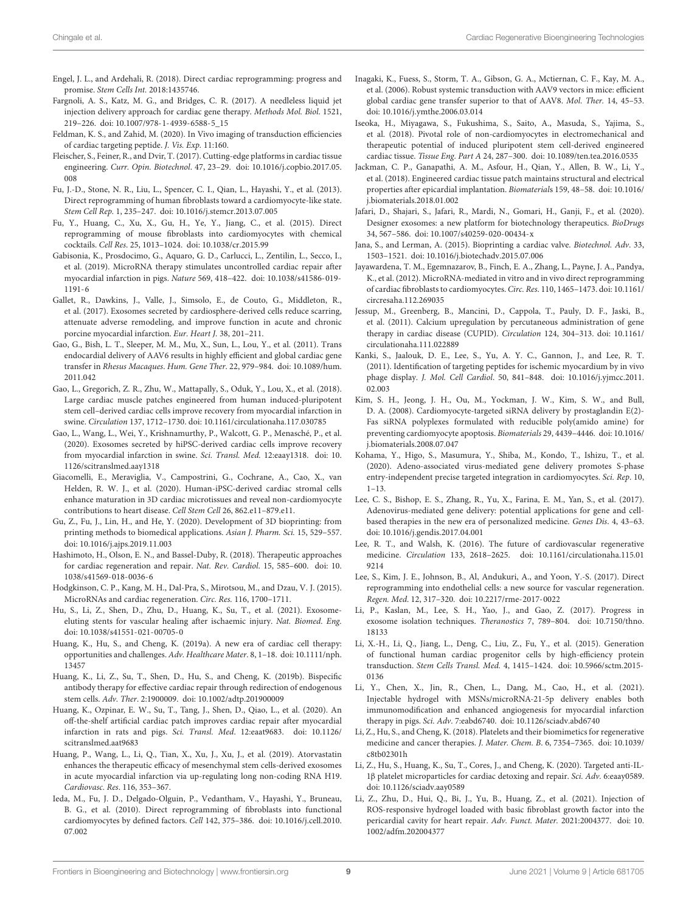Engel, J. L., and Ardehali, R. (2018). Direct cardiac reprogramming: progress and promise. *Stem Cells Int.* 2018:1435746.

Fargnoli, A. S., Katz, M. G., and Bridges, C. R. (2017). A needleless liquid jet injection delivery approach for cardiac gene therapy. *Methods Mol. Biol.* 1521, 219–226. doi: 10.1007/978-1-4939-6588-5_15

Feldman, K. S., and Zahid, M. (2020). In Vivo imaging of transduction efficiencies of cardiac targeting peptide. *J. Vis. Exp.* 11:160.

Fleischer, S., Feiner, R., and Dvir, T. (2017). Cutting-edge platforms in cardiac tissue engineering. *Curr. Opin. Biotechnol.* 47, 23–29. doi: 10.1016/j.copbio.2017.05.008

Fu, J.-D., Stone, N. R., Liu, L., Spencer, C. I., Qian, L., Hayashi, Y., et al. (2013). Direct reprogramming of human fibroblasts toward a cardiomyocyte-like state. *Stem Cell Rep.* 1, 235–247. doi: 10.1016/j.stemcr.2013.07.005

Fu, Y., Huang, C., Xu, X., Gu, H., Ye, Y., Jiang, C., et al. (2015). Direct reprogramming of mouse fibroblasts into cardiomyocytes with chemical cocktails. *Cell Res.* 25, 1013–1024. doi: 10.1038/cr.2015.99

Gabisonia, K., Prosdocimo, G., Aquaro, G. D., Carlucci, L., Zentilin, L., Secco, I., et al. (2019). MicroRNA therapy stimulates uncontrolled cardiac repair after myocardial infarction in pigs. *Nature* 569, 418–422. doi: 10.1038/s41586-019-1191-6

Gallet, R., Dawkins, J., Valle, J., Simsolo, E., de Couto, G., Middleton, R., et al. (2017). Exosomes secreted by cardiosphere-derived cells reduce scarring, attenuate adverse remodeling, and improve function in acute and chronic porcine myocardial infarction. *Eur. Heart J.* 38, 201–211.

Gao, G., Bish, L. T., Sleeper, M. M., Mu, X., Sun, L., Lou, Y., et al. (2011). Trans endocardial delivery of AAV6 results in highly efficient and global cardiac gene transfer in *Rhesus Macaques*. *Hum. Gene Ther.* 22, 979–984. doi: 10.1089/hum.2011.042

Gao, L., Gregorich, Z. R., Zhu, W., Mattapally, S., Oduk, Y., Lou, X., et al. (2018). Large cardiac muscle patches engineered from human induced-pluripotent stem cell–derived cardiac cells improve recovery from myocardial infarction in swine. *Circulation* 137, 1712–1730. doi: 10.1161/circulationaha.117.030785

Gao, L., Wang, L., Wei, Y., Krishnamurthy, P., Walcott, G. P., Menasché, P., et al. (2020). Exosomes secreted by hiPSC-derived cardiac cells improve recovery from myocardial infarction in swine. *Sci. Transl. Med.* 12:eaay1318. doi: 10.1126/scitranslmed.aay1318

Giacomelli, E., Meraviglia, V., Campostrini, G., Cochrane, A., Cao, X., van Helden, R. W. J., et al. (2020). Human-iPSC-derived cardiac stromal cells enhance maturation in 3D cardiac microtissues and reveal non-cardiomyocyte contributions to heart disease. *Cell Stem Cell* 26, 862.e11–879.e11.

Gu, Z., Fu, J., Lin, H., and He, Y. (2020). Development of 3D bioprinting: from printing methods to biomedical applications. *Asian J. Pharm. Sci.* 15, 529–557. doi: 10.1016/j.ajps.2019.11.003

Hashimoto, H., Olson, E. N., and Bassel-Duby, R. (2018). Therapeutic approaches for cardiac regeneration and repair. *Nat. Rev. Cardiol.* 15, 585–600. doi: 10.1038/s41569-018-0036-6

Hodgkinson, C. P., Kang, M. H., Dal-Pra, S., Mirotsou, M., and Dzau, V. J. (2015). MicroRNAs and cardiac regeneration. *Circ. Res.* 116, 1700–1711.

Hu, S., Li, Z., Shen, D., Zhu, D., Huang, K., Su, T., et al. (2021). Exosome-eluting stents for vascular healing after ischaemic injury. *Nat. Biomed. Eng.* doi: 10.1038/s41551-021-00705-0

Huang, K., Hu, S., and Cheng, K. (2019a). A new era of cardiac cell therapy: opportunities and challenges. *Adv. Healthcare Mater.* 8, 1–18. doi: 10.1111/nph.13457

Huang, K., Li, Z., Su, T., Shen, D., Hu, S., and Cheng, K. (2019b). Bispecific antibody therapy for effective cardiac repair through redirection of endogenous stem cells. *Adv. Ther.* 2:1900009. doi: 10.1002/adtp.201900009

Huang, K., Ozpinar, E. W., Su, T., Tang, J., Shen, D., Qiao, L., et al. (2020). An off-the-shelf artificial cardiac patch improves cardiac repair after myocardial infarction in rats and pigs. *Sci. Transl. Med.* 12:eaat9683. doi: 10.1126/scitranslmed.aat9683

Huang, P., Wang, L., Li, Q., Tian, X., Xu, J., Xu, J., et al. (2019). Atorvastatin enhances the therapeutic efficacy of mesenchymal stem cells-derived exosomes in acute myocardial infarction via up-regulating long non-coding RNA H19. *Cardiovasc. Res.* 116, 353–367.

Ieda, M., Fu, J. D., Delgado-Olguin, P., Vedantham, V., Hayashi, Y., Bruneau, B. G., et al. (2010). Direct reprogramming of fibroblasts into functional cardiomyocytes by defined factors. *Cell* 142, 375–386. doi: 10.1016/j.cell.2010.07.002

Inagaki, K., Fuess, S., Storm, T. A., Gibson, G. A., Mctiernan, C. F., Kay, M. A., et al. (2006). Robust systemic transduction with AAV9 vectors in mice: efficient global cardiac gene transfer superior to that of AAV8. *Mol. Ther.* 14, 45–53. doi: 10.1016/j.ymthe.2006.03.014

Iseoka, H., Miyagawa, S., Fukushima, S., Saito, A., Masuda, S., Yajima, S., et al. (2018). Pivotal role of non-cardiomyocytes in electromechanical and therapeutic potential of induced pluripotent stem cell-derived engineered cardiac tissue. *Tissue Eng. Part A* 24, 287–300. doi: 10.1089/ten.tea.2016.0535

Jackman, C. P., Ganapathi, A. M., Asfour, H., Qian, Y., Allen, B. W., Li, Y., et al. (2018). Engineered cardiac tissue patch maintains structural and electrical properties after epicardial implantation. *Biomaterials* 159, 48–58. doi: 10.1016/j.biomaterials.2018.01.002

Jafari, D., Shajari, S., Jafari, R., Mardi, N., Gomari, H., Ganji, F., et al. (2020). Designer exosomes: a new platform for biotechnology therapeutics. *BioDrugs* 34, 567–586. doi: 10.1007/s40259-020-00434-x

Jana, S., and Lerman, A. (2015). Bioprinting a cardiac valve. *Biotechnol. Adv.* 33, 1503–1521. doi: 10.1016/j.biotechadv.2015.07.006

Jayawardena, T. M., Egemnazarov, B., Finch, E. A., Zhang, L., Payne, J. A., Pandya, K., et al. (2012). MicroRNA-mediated in vitro and in vivo direct reprogramming of cardiac fibroblasts to cardiomyocytes. *Circ. Res.* 110, 1465–1473. doi: 10.1161/circresaha.112.269035

Jessup, M., Greenberg, B., Mancini, D., Cappola, T., Pauly, D. F., Jaski, B., et al. (2011). Calcium upregulation by percutaneous administration of gene therapy in cardiac disease (CUPID). *Circulation* 124, 304–313. doi: 10.1161/circulationaha.111.022889

Kanki, S., Jaalouk, D. E., Lee, S., Yu, A. Y. C., Gannon, J., and Lee, R. T. (2011). Identification of targeting peptides for ischemic myocardium by in vivo phage display. *J. Mol. Cell Cardiol.* 50, 841–848. doi: 10.1016/j.yjmcc.2011.02.003

Kim, S. H., Jeong, J. H., Ou, M., Yockman, J. W., Kim, S. W., and Bull, D. A. (2008). Cardiomyocyte-targeted siRNA delivery by prostaglandin E(2)-Fas siRNA polyplexes formulated with reducible poly(amido amine) for preventing cardiomyocyte apoptosis. *Biomaterials* 29, 4439–4446. doi: 10.1016/j.biomaterials.2008.07.047

Kohama, Y., Higo, S., Masumura, Y., Shiba, M., Kondo, T., Ishizu, T., et al. (2020). Adeno-associated virus-mediated gene delivery promotes S-phase entry-independent precise targeted integration in cardiomyocytes. *Sci. Rep.* 10, 1–13.

Lee, C. S., Bishop, E. S., Zhang, R., Yu, X., Farina, E. M., Yan, S., et al. (2017). Adenovirus-mediated gene delivery: potential applications for gene and cell-based therapies in the new era of personalized medicine. *Genes Dis.* 4, 43–63. doi: 10.1016/j.gendis.2017.04.001

Lee, R. T., and Walsh, K. (2016). The future of cardiovascular regenerative medicine. *Circulation* 133, 2618–2625. doi: 10.1161/circulationaha.115.019214

Lee, S., Kim, J. E., Johnson, B., Al, Andukuri, A., and Yoon, Y.-S. (2017). Direct reprogramming into endothelial cells: a new source for vascular regeneration. *Regen. Med.* 12, 317–320. doi: 10.2217/rme-2017-0022

Li, P., Kaslan, M., Lee, S. H., Yao, J., and Gao, Z. (2017). Progress in exosome isolation techniques. *Theranostics* 7, 789–804. doi: 10.7150/thno.18133

Li, X.-H., Li, Q., Jiang, L., Deng, C., Liu, Z., Fu, Y., et al. (2015). Generation of functional human cardiac progenitor cells by high-efficiency protein transduction. *Stem Cells Transl. Med.* 4, 1415–1424. doi: 10.5966/sctm.2015-0136

Li, Y., Chen, X., Jin, R., Chen, L., Dang, M., Cao, H., et al. (2021). Injectable hydrogel with MSNs/microRNA-21-5p delivery enables both immunomodification and enhanced angiogenesis for myocardial infarction therapy in pigs. *Sci. Adv.* 7:eabd6740. doi: 10.1126/sciadv.abd6740

Li, Z., Hu, S., and Cheng, K. (2018). Platelets and their biomimetics for regenerative medicine and cancer therapies. *J. Mater. Chem. B.* 6, 7354–7365. doi: 10.1039/c8tb02301h

Li, Z., Hu, S., Huang, K., Su, T., Cores, J., and Cheng, K. (2020). Targeted anti-IL-1β platelet microparticles for cardiac detoxing and repair. *Sci. Adv.* 6:eaay0589. doi: 10.1126/sciadv.aay0589

Li, Z., Zhu, D., Hui, Q., Bi, J., Yu, B., Huang, Z., et al. (2021). Injection of ROS-responsive hydrogel loaded with basic fibroblast growth factor into the pericardial cavity for heart repair. *Adv. Funct. Mater.* 2021:2004377. doi: 10.1002/adfm.202004377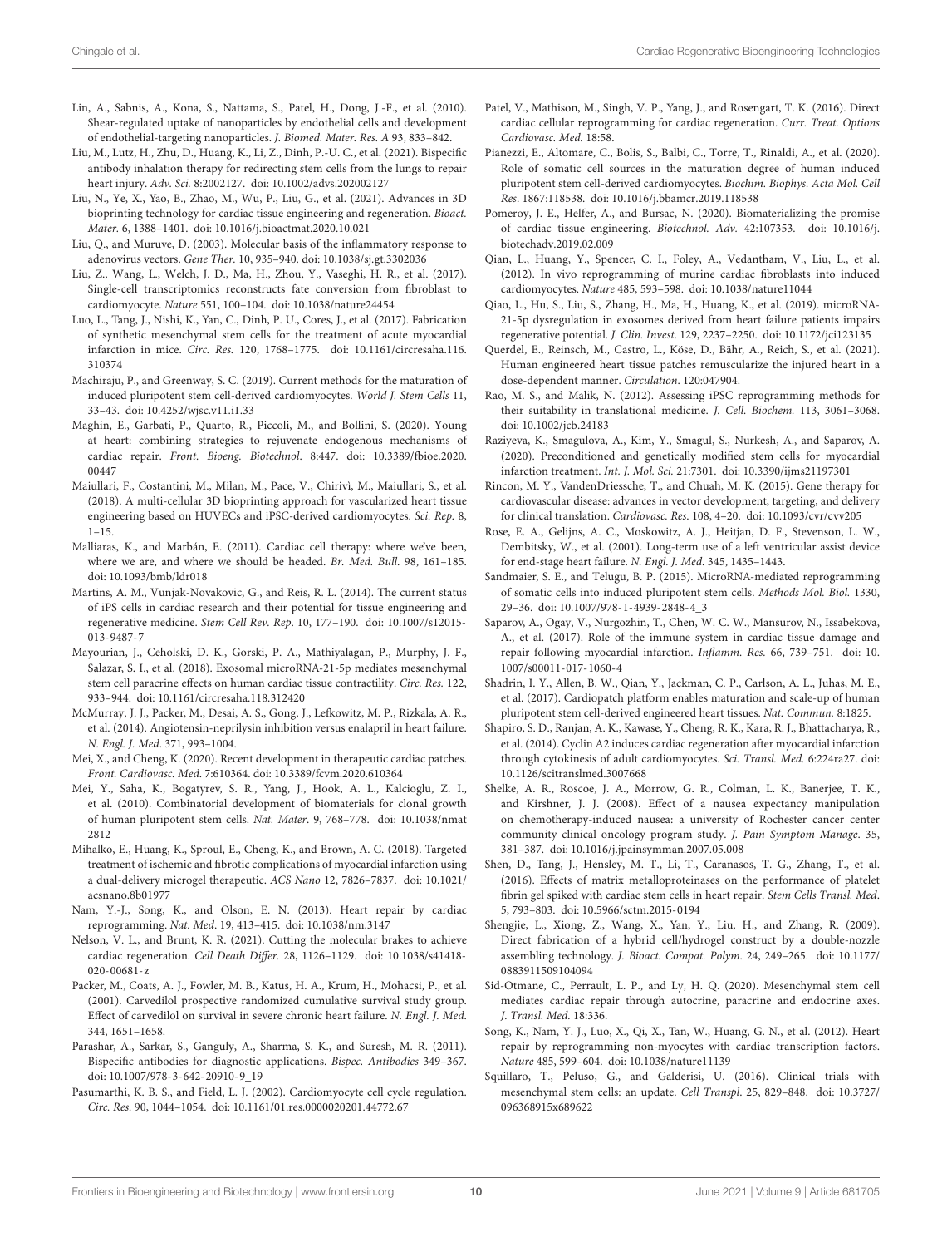Lin, A., Sabnis, A., Kona, S., Nattama, S., Patel, H., Dong, J.-F., et al. (2010). Shear-regulated uptake of nanoparticles by endothelial cells and development of endothelial-targeting nanoparticles. *J. Biomed. Mater. Res. A* 93, 833–842.

Liu, M., Lutz, H., Zhu, D., Huang, K., Li, Z., Dinh, P.-U. C., et al. (2021). Bispecific antibody inhalation therapy for redirecting stem cells from the lungs to repair heart injury. *Adv. Sci.* 8:2002127. doi: 10.1002/advs.202002127

Liu, N., Ye, X., Yao, B., Zhao, M., Wu, P., Liu, G., et al. (2021). Advances in 3D bioprinting technology for cardiac tissue engineering and regeneration. *Bioact. Mater.* 6, 1388–1401. doi: 10.1016/j.bioactmat.2020.10.021

Liu, Q., and Muruve, D. (2003). Molecular basis of the inflammatory response to adenovirus vectors. *Gene Ther.* 10, 935–940. doi: 10.1038/sj.gt.3302036

Liu, Z., Wang, L., Welch, J. D., Ma, H., Zhou, Y., Vaseghi, H. R., et al. (2017). Single-cell transcriptomics reconstructs fate conversion from fibroblast to cardiomyocyte. *Nature* 551, 100–104. doi: 10.1038/nature24454

Luo, L., Tang, J., Nishi, K., Yan, C., Dinh, P. U., Cores, J., et al. (2017). Fabrication of synthetic mesenchymal stem cells for the treatment of acute myocardial infarction in mice. *Circ. Res.* 120, 1768–1775. doi: 10.1161/circresaha.116.310374

Machiraju, P., and Greenway, S. C. (2019). Current methods for the maturation of induced pluripotent stem cell-derived cardiomyocytes. *World J. Stem Cells* 11, 33–43. doi: 10.4252/wjsc.v11.i1.33

Maghin, E., Garbati, P., Quarto, R., Piccoli, M., and Bollini, S. (2020). Young at heart: combining strategies to rejuvenate endogenous mechanisms of cardiac repair. *Front. Bioeng. Biotechnol*. 8:447. doi: 10.3389/fbioe.2020.00447

Maiullari, F., Costantini, M., Milan, M., Pace, V., Chirivì, M., Maiullari, S., et al. (2018). A multi-cellular 3D bioprinting approach for vascularized heart tissue engineering based on HUVECs and iPSC-derived cardiomyocytes. *Sci. Rep.* 8, 1–15.

Malliaras, K., and Marbán, E. (2011). Cardiac cell therapy: where we've been, where we are, and where we should be headed. *Br. Med. Bull.* 98, 161–185. doi: 10.1093/bmb/ldr018

Martins, A. M., Vunjak-Novakovic, G., and Reis, R. L. (2014). The current status of iPS cells in cardiac research and their potential for tissue engineering and regenerative medicine. *Stem Cell Rev. Rep*. 10, 177–190. doi: 10.1007/s12015-013-9487-7

Mayourian, J., Ceholski, D. K., Gorski, P. A., Mathiyalagan, P., Murphy, J. F., Salazar, S. I., et al. (2018). Exosomal microRNA-21-5p mediates mesenchymal stem cell paracrine effects on human cardiac tissue contractility. *Circ. Res.* 122, 933–944. doi: 10.1161/circresaha.118.312420

McMurray, J. J., Packer, M., Desai, A. S., Gong, J., Lefkowitz, M. P., Rizkala, A. R., et al. (2014). Angiotensin-neprilysin inhibition versus enalapril in heart failure. *N. Engl. J. Med*. 371, 993–1004.

Mei, X., and Cheng, K. (2020). Recent development in therapeutic cardiac patches. *Front. Cardiovasc. Med.* 7:610364. doi: 10.3389/fcvm.2020.610364

Mei, Y., Saha, K., Bogatyrev, S. R., Yang, J., Hook, A. L., Kalcioglu, Z. I., et al. (2010). Combinatorial development of biomaterials for clonal growth of human pluripotent stem cells. *Nat. Mater*. 9, 768–778. doi: 10.1038/nmat2812

Mihalko, E., Huang, K., Sproul, E., Cheng, K., and Brown, A. C. (2018). Targeted treatment of ischemic and fibrotic complications of myocardial infarction using a dual-delivery microgel therapeutic. *ACS Nano* 12, 7826–7837. doi: 10.1021/acsnano.8b01977

Nam, Y.-J., Song, K., and Olson, E. N. (2013). Heart repair by cardiac reprogramming. *Nat. Med*. 19, 413–415. doi: 10.1038/nm.3147

Nelson, V. L., and Brunt, K. R. (2021). Cutting the molecular brakes to achieve cardiac regeneration. *Cell Death Differ.* 28, 1126–1129. doi: 10.1038/s41418-020-00681-z

Packer, M., Coats, A. J., Fowler, M. B., Katus, H. A., Krum, H., Mohacsi, P., et al. (2001). Carvedilol prospective randomized cumulative survival study group. Effect of carvedilol on survival in severe chronic heart failure. *N. Engl. J. Med*. 344, 1651–1658.

Parashar, A., Sarkar, S., Ganguly, A., Sharma, S. K., and Suresh, M. R. (2011). Bispecific antibodies for diagnostic applications. *Bispec. Antibodies* 349–367. doi: 10.1007/978-3-642-20910-9_19

Pasumarthi, K. B. S., and Field, L. J. (2002). Cardiomyocyte cell cycle regulation. *Circ. Res.* 90, 1044–1054. doi: 10.1161/01.res.0000020201.44772.67

Patel, V., Mathison, M., Singh, V. P., Yang, J., and Rosengart, T. K. (2016). Direct cardiac cellular reprogramming for cardiac regeneration. *Curr. Treat. Options Cardiovasc. Med.* 18:58.

Pianezzi, E., Altomare, C., Bolis, S., Balbi, C., Torre, T., Rinaldi, A., et al. (2020). Role of somatic cell sources in the maturation degree of human induced pluripotent stem cell-derived cardiomyocytes. *Biochim. Biophys. Acta Mol. Cell Res*. 1867:118538. doi: 10.1016/j.bbamcr.2019.118538

Pomeroy, J. E., Helfer, A., and Bursac, N. (2020). Biomaterializing the promise of cardiac tissue engineering. *Biotechnol. Adv.* 42:107353. doi: 10.1016/j.biotechadv.2019.02.009

Qian, L., Huang, Y., Spencer, C. I., Foley, A., Vedantham, V., Liu, L., et al. (2012). In vivo reprogramming of murine cardiac fibroblasts into induced cardiomyocytes. *Nature* 485, 593–598. doi: 10.1038/nature11044

Qiao, L., Hu, S., Liu, S., Zhang, H., Ma, H., Huang, K., et al. (2019). microRNA-21-5p dysregulation in exosomes derived from heart failure patients impairs regenerative potential. *J. Clin. Invest*. 129, 2237–2250. doi: 10.1172/jci123135

Querdel, E., Reinsch, M., Castro, L., Köse, D., Bähr, A., Reich, S., et al. (2021). Human engineered heart tissue patches remuscularize the injured heart in a dose-dependent manner. *Circulation*. 120:047904.

Rao, M. S., and Malik, N. (2012). Assessing iPSC reprogramming methods for their suitability in translational medicine. *J. Cell. Biochem.* 113, 3061–3068. doi: 10.1002/jcb.24183

Raziyeva, K., Smagulova, A., Kim, Y., Smagul, S., Nurkesh, A., and Saparov, A. (2020). Preconditioned and genetically modified stem cells for myocardial infarction treatment. *Int. J. Mol. Sci.* 21:7301. doi: 10.3390/ijms21197301

Rincon, M. Y., VandenDriessche, T., and Chuah, M. K. (2015). Gene therapy for cardiovascular disease: advances in vector development, targeting, and delivery for clinical translation. *Cardiovasc. Res*. 108, 4–20. doi: 10.1093/cvr/cvv205

Rose, E. A., Gelijns, A. C., Moskowitz, A. J., Heitjan, D. F., Stevenson, L. W., Dembitsky, W., et al. (2001). Long-term use of a left ventricular assist device for end-stage heart failure. *N. Engl. J. Med.* 345, 1435–1443.

Sandmaier, S. E., and Telugu, B. P. (2015). MicroRNA-mediated reprogramming of somatic cells into induced pluripotent stem cells. *Methods Mol. Biol.* 1330, 29–36. doi: 10.1007/978-1-4939-2848-4_3

Saparov, A., Ogay, V., Nurgozhin, T., Chen, W. C. W., Mansurov, N., Issabekova, A., et al. (2017). Role of the immune system in cardiac tissue damage and repair following myocardial infarction. *Inflamm. Res.* 66, 739–751. doi: 10.1007/s00011-017-1060-4

Shadrin, I. Y., Allen, B. W., Qian, Y., Jackman, C. P., Carlson, A. L., Juhas, M. E., et al. (2017). Cardiopatch platform enables maturation and scale-up of human pluripotent stem cell-derived engineered heart tissues. *Nat. Commun.* 8:1825.

Shapiro, S. D., Ranjan, A. K., Kawase, Y., Cheng, R. K., Kara, R. J., Bhattacharya, R., et al. (2014). Cyclin A2 induces cardiac regeneration after myocardial infarction through cytokinesis of adult cardiomyocytes. *Sci. Transl. Med.* 6:224ra27. doi: 10.1126/scitranslmed.3007668

Shelke, A. R., Roscoe, J. A., Morrow, G. R., Colman, L. K., Banerjee, T. K., and Kirshner, J. J. (2008). Effect of a nausea expectancy manipulation on chemotherapy-induced nausea: a university of Rochester cancer center community clinical oncology program study. *J. Pain Symptom Manage.* 35, 381–387. doi: 10.1016/j.jpainsymman.2007.05.008

Shen, D., Tang, J., Hensley, M. T., Li, T., Caranasos, T. G., Zhang, T., et al. (2016). Effects of matrix metalloproteinases on the performance of platelet fibrin gel spiked with cardiac stem cells in heart repair. *Stem Cells Transl. Med*. 5, 793–803. doi: 10.5966/sctm.2015-0194

Shengjie, L., Xiong, Z., Wang, X., Yan, Y., Liu, H., and Zhang, R. (2009). Direct fabrication of a hybrid cell/hydrogel construct by a double-nozzle assembling technology. *J. Bioact. Compat. Polym*. 24, 249–265. doi: 10.1177/0883911509104094

Sid-Otmane, C., Perrault, L. P., and Ly, H. Q. (2020). Mesenchymal stem cell mediates cardiac repair through autocrine, paracrine and endocrine axes. *J. Transl. Med.* 18:336.

Song, K., Nam, Y. J., Luo, X., Qi, X., Tan, W., Huang, G. N., et al. (2012). Heart repair by reprogramming non-myocytes with cardiac transcription factors. *Nature* 485, 599–604. doi: 10.1038/nature11139

Squillaro, T., Peluso, G., and Galderisi, U. (2016). Clinical trials with mesenchymal stem cells: an update. *Cell Transpl*. 25, 829–848. doi: 10.3727/096368915x689622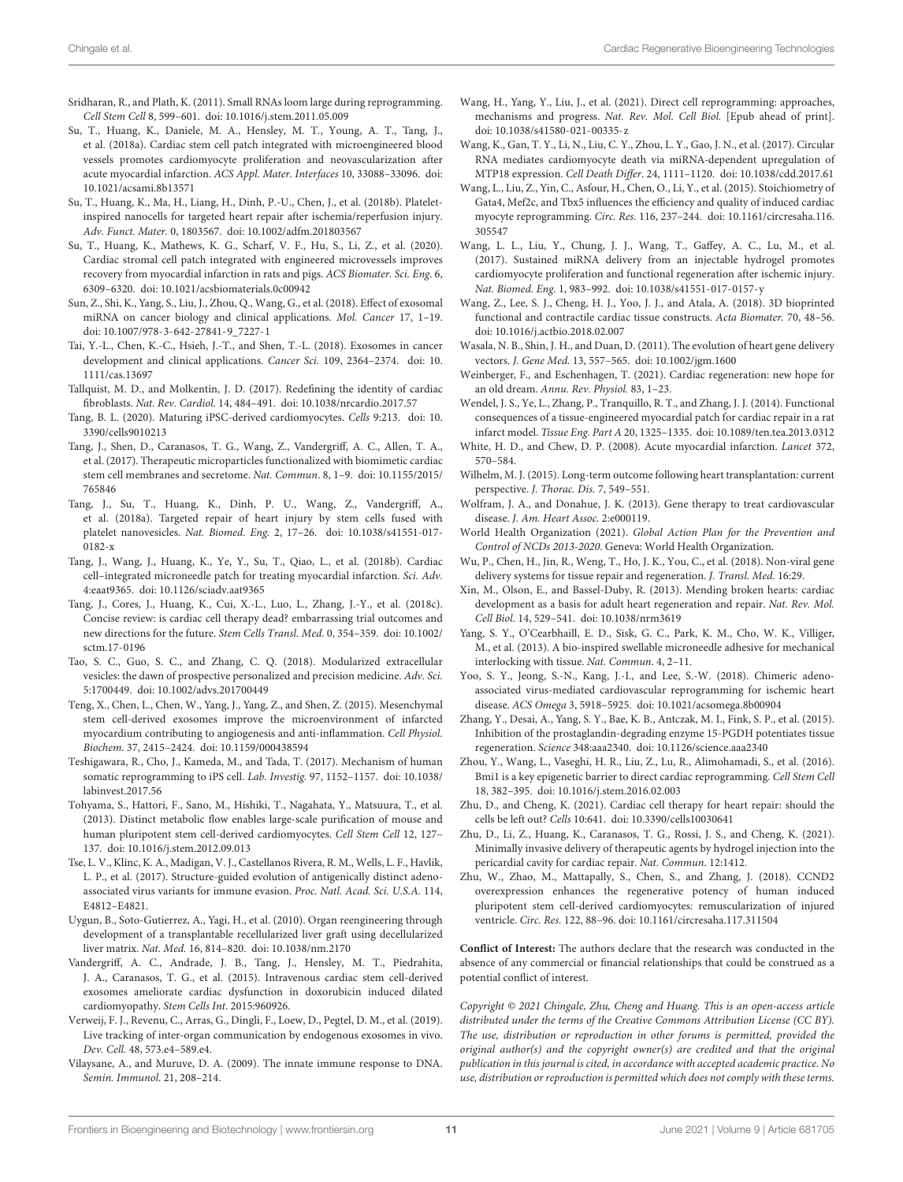Sridharan, R., and Plath, K. (2011). Small RNAs loom large during reprogramming. *Cell Stem Cell* 8, 599–601. doi: 10.1016/j.stem.2011.05.009

Su, T., Huang, K., Daniele, M. A., Hensley, M. T., Young, A. T., Tang, J., et al. (2018a). Cardiac stem cell patch integrated with microengineered blood vessels promotes cardiomyocyte proliferation and neovascularization after acute myocardial infarction. *ACS Appl. Mater. Interfaces* 10, 33088–33096. doi: 10.1021/acsami.8b13571

Su, T., Huang, K., Ma, H., Liang, H., Dinh, P.-U., Chen, J., et al. (2018b). Platelet-inspired nanocells for targeted heart repair after ischemia/reperfusion injury. *Adv. Funct. Mater.* 0, 1803567. doi: 10.1002/adfm.201803567

Su, T., Huang, K., Mathews, K. G., Scharf, V. F., Hu, S., Li, Z., et al. (2020). Cardiac stromal cell patch integrated with engineered microvessels improves recovery from myocardial infarction in rats and pigs. *ACS Biomater. Sci. Eng.* 6, 6309–6320. doi: 10.1021/acsbiomaterials.0c00942

Sun, Z., Shi, K., Yang, S., Liu, J., Zhou, Q., Wang, G., et al. (2018). Effect of exosomal miRNA on cancer biology and clinical applications. *Mol. Cancer* 17, 1–19. doi: 10.1007/978-3-642-27841-9_7227-1

Tai, Y.-L., Chen, K.-C., Hsieh, J.-T., and Shen, T.-L. (2018). Exosomes in cancer development and clinical applications. *Cancer Sci.* 109, 2364–2374. doi: 10.1111/cas.13697

Tallquist, M. D., and Molkentin, J. D. (2017). Redefining the identity of cardiac fibroblasts. *Nat. Rev. Cardiol.* 14, 484–491. doi: 10.1038/nrcardio.2017.57

Tang, B. L. (2020). Maturing iPSC-derived cardiomyocytes. *Cells* 9:213. doi: 10.3390/cells9010213

Tang, J., Shen, D., Caranasos, T. G., Wang, Z., Vandergriff, A. C., Allen, T. A., et al. (2017). Therapeutic microparticles functionalized with biomimetic cardiac stem cell membranes and secretome. *Nat. Commun.* 8, 1–9. doi: 10.1155/2015/765846

Tang, J., Su, T., Huang, K., Dinh, P. U., Wang, Z., Vandergriff, A., et al. (2018a). Targeted repair of heart injury by stem cells fused with platelet nanovesicles. *Nat. Biomed. Eng.* 2, 17–26. doi: 10.1038/s41551-017-0182-x

Tang, J., Wang, J., Huang, K., Ye, Y., Su, T., Qiao, L., et al. (2018b). Cardiac cell–integrated microneedle patch for treating myocardial infarction. *Sci. Adv.* 4:eaat9365. doi: 10.1126/sciadv.aat9365

Tang, J., Cores, J., Huang, K., Cui, X.-L., Luo, L., Zhang, J.-Y., et al. (2018c). Concise review: is cardiac cell therapy dead? embarrassing trial outcomes and new directions for the future. *Stem Cells Transl. Med.* 0, 354–359. doi: 10.1002/sctm.17-0196

Tao, S. C., Guo, S. C., and Zhang, C. Q. (2018). Modularized extracellular vesicles: the dawn of prospective personalized and precision medicine. *Adv. Sci.* 5:1700449. doi: 10.1002/advs.201700449

Teng, X., Chen, L., Chen, W., Yang, J., Yang, Z., and Shen, Z. (2015). Mesenchymal stem cell-derived exosomes improve the microenvironment of infarcted myocardium contributing to angiogenesis and anti-inflammation. *Cell Physiol. Biochem.* 37, 2415–2424. doi: 10.1159/000438594

Teshigawara, R., Cho, J., Kameda, M., and Tada, T. (2017). Mechanism of human somatic reprogramming to iPS cell. *Lab. Investig.* 97, 1152–1157. doi: 10.1038/labinvest.2017.56

Tohyama, S., Hattori, F., Sano, M., Hishiki, T., Nagahata, Y., Matsuura, T., et al. (2013). Distinct metabolic flow enables large-scale purification of mouse and human pluripotent stem cell-derived cardiomyocytes. *Cell Stem Cell* 12, 127–137. doi: 10.1016/j.stem.2012.09.013

Tse, L. V., Klinc, K. A., Madigan, V. J., Castellanos Rivera, R. M., Wells, L. F., Havlik, L. P., et al. (2017). Structure-guided evolution of antigenically distinct adeno-associated virus variants for immune evasion. *Proc. Natl. Acad. Sci. U.S.A.* 114, E4812–E4821.

Uygun, B., Soto-Gutierrez, A., Yagi, H., et al. (2010). Organ reengineering through development of a transplantable recellularized liver graft using decellularized liver matrix. *Nat. Med.* 16, 814–820. doi: 10.1038/nm.2170

Vandergriff, A. C., Andrade, J. B., Tang, J., Hensley, M. T., Piedrahita, J. A., Caranasos, T. G., et al. (2015). Intravenous cardiac stem cell-derived exosomes ameliorate cardiac dysfunction in doxorubicin induced dilated cardiomyopathy. *Stem Cells Int.* 2015:960926.

Verweij, F. J., Revenu, C., Arras, G., Dingli, F., Loew, D., Pegtel, D. M., et al. (2019). Live tracking of inter-organ communication by endogenous exosomes in vivo. *Dev. Cell.* 48, 573.e4–589.e4.

Vilaysane, A., and Muruve, D. A. (2009). The innate immune response to DNA. *Semin. Immunol.* 21, 208–214.

Wang, H., Yang, Y., Liu, J., et al. (2021). Direct cell reprogramming: approaches, mechanisms and progress. *Nat. Rev. Mol. Cell Biol.* [Epub ahead of print]. doi: 10.1038/s41580-021-00335-z

Wang, K., Gan, T. Y., Li, N., Liu, C. Y., Zhou, L. Y., Gao, J. N., et al. (2017). Circular RNA mediates cardiomyocyte death via miRNA-dependent upregulation of MTP18 expression. *Cell Death Differ.* 24, 1111–1120. doi: 10.1038/cdd.2017.61

Wang, L., Liu, Z., Yin, C., Asfour, H., Chen, O., Li, Y., et al. (2015). Stoichiometry of Gata4, Mef2c, and Tbx5 influences the efficiency and quality of induced cardiac myocyte reprogramming. *Circ. Res.* 116, 237–244. doi: 10.1161/circresaha.116.305547

Wang, L. L., Liu, Y., Chung, J. J., Wang, T., Gaffey, A. C., Lu, M., et al. (2017). Sustained miRNA delivery from an injectable hydrogel promotes cardiomyocyte proliferation and functional regeneration after ischemic injury. *Nat. Biomed. Eng.* 1, 983–992. doi: 10.1038/s41551-017-0157-y

Wang, Z., Lee, S. J., Cheng, H. J., Yoo, J. J., and Atala, A. (2018). 3D bioprinted functional and contractile cardiac tissue constructs. *Acta Biomater.* 70, 48–56. doi: 10.1016/j.actbio.2018.02.007

Wasala, N. B., Shin, J. H., and Duan, D. (2011). The evolution of heart gene delivery vectors. *J. Gene Med.* 13, 557–565. doi: 10.1002/jgm.1600

Weinberger, F., and Eschenhagen, T. (2021). Cardiac regeneration: new hope for an old dream. *Annu. Rev. Physiol.* 83, 1–23.

Wendel, J. S., Ye, L., Zhang, P., Tranquillo, R. T., and Zhang, J. J. (2014). Functional consequences of a tissue-engineered myocardial patch for cardiac repair in a rat infarct model. *Tissue Eng. Part A* 20, 1325–1335. doi: 10.1089/ten.tea.2013.0312

White, H. D., and Chew, D. P. (2008). Acute myocardial infarction. *Lancet* 372, 570–584.

Wilhelm, M. J. (2015). Long-term outcome following heart transplantation: current perspective. *J. Thorac. Dis.* 7, 549–551.

Wolfram, J. A., and Donahue, J. K. (2013). Gene therapy to treat cardiovascular disease. *J. Am. Heart Assoc.* 2:e000119.

World Health Organization (2021). *Global Action Plan for the Prevention and Control of NCDs 2013-2020.* Geneva: World Health Organization.

Wu, P., Chen, H., Jin, R., Weng, T., Ho, J. K., You, C., et al. (2018). Non-viral gene delivery systems for tissue repair and regeneration. *J. Transl. Med.* 16:29.

Xin, M., Olson, E., and Bassel-Duby, R. (2013). Mending broken hearts: cardiac development as a basis for adult heart regeneration and repair. *Nat. Rev. Mol. Cell Biol.* 14, 529–541. doi: 10.1038/nrm3619

Yang, S. Y., O'Cearbhaill, E. D., Sisk, G. C., Park, K. M., Cho, W. K., Villiger, M., et al. (2013). A bio-inspired swellable microneedle adhesive for mechanical interlocking with tissue. *Nat. Commun.* 4, 2–11.

Yoo, S. Y., Jeong, S.-N., Kang, J.-I., and Lee, S.-W. (2018). Chimeric adeno-associated virus-mediated cardiovascular reprogramming for ischemic heart disease. *ACS Omega* 3, 5918–5925. doi: 10.1021/acsomega.8b00904

Zhang, Y., Desai, A., Yang, S. Y., Bae, K. B., Antczak, M. I., Fink, S. P., et al. (2015). Inhibition of the prostaglandin-degrading enzyme 15-PGDH potentiates tissue regeneration. *Science* 348:aaa2340. doi: 10.1126/science.aaa2340

Zhou, Y., Wang, L., Vaseghi, H. R., Liu, Z., Lu, R., Alimohamadi, S., et al. (2016). Bmi1 is a key epigenetic barrier to direct cardiac reprogramming. *Cell Stem Cell* 18, 382–395. doi: 10.1016/j.stem.2016.02.003

Zhu, D., and Cheng, K. (2021). Cardiac cell therapy for heart repair: should the cells be left out? *Cells* 10:641. doi: 10.3390/cells10030641

Zhu, D., Li, Z., Huang, K., Caranasos, T. G., Rossi, J. S., and Cheng, K. (2021). Minimally invasive delivery of therapeutic agents by hydrogel injection into the pericardial cavity for cardiac repair. *Nat. Commun.* 12:1412.

Zhu, W., Zhao, M., Mattapally, S., Chen, S., and Zhang, J. (2018). CCND2 overexpression enhances the regenerative potency of human induced pluripotent stem cell-derived cardiomyocytes: remuscularization of injured ventricle. *Circ. Res.* 122, 88–96. doi: 10.1161/circresaha.117.311504

**Conflict of Interest:** The authors declare that the research was conducted in the absence of any commercial or financial relationships that could be construed as a potential conflict of interest.

*Copyright © 2021 Chingale, Zhu, Cheng and Huang. This is an open-access article distributed under the terms of the Creative Commons Attribution License (CC BY). The use, distribution or reproduction in other forums is permitted, provided the original author(s) and the copyright owner(s) are credited and that the original publication in this journal is cited, in accordance with accepted academic practice. No use, distribution or reproduction is permitted which does not comply with these terms.*